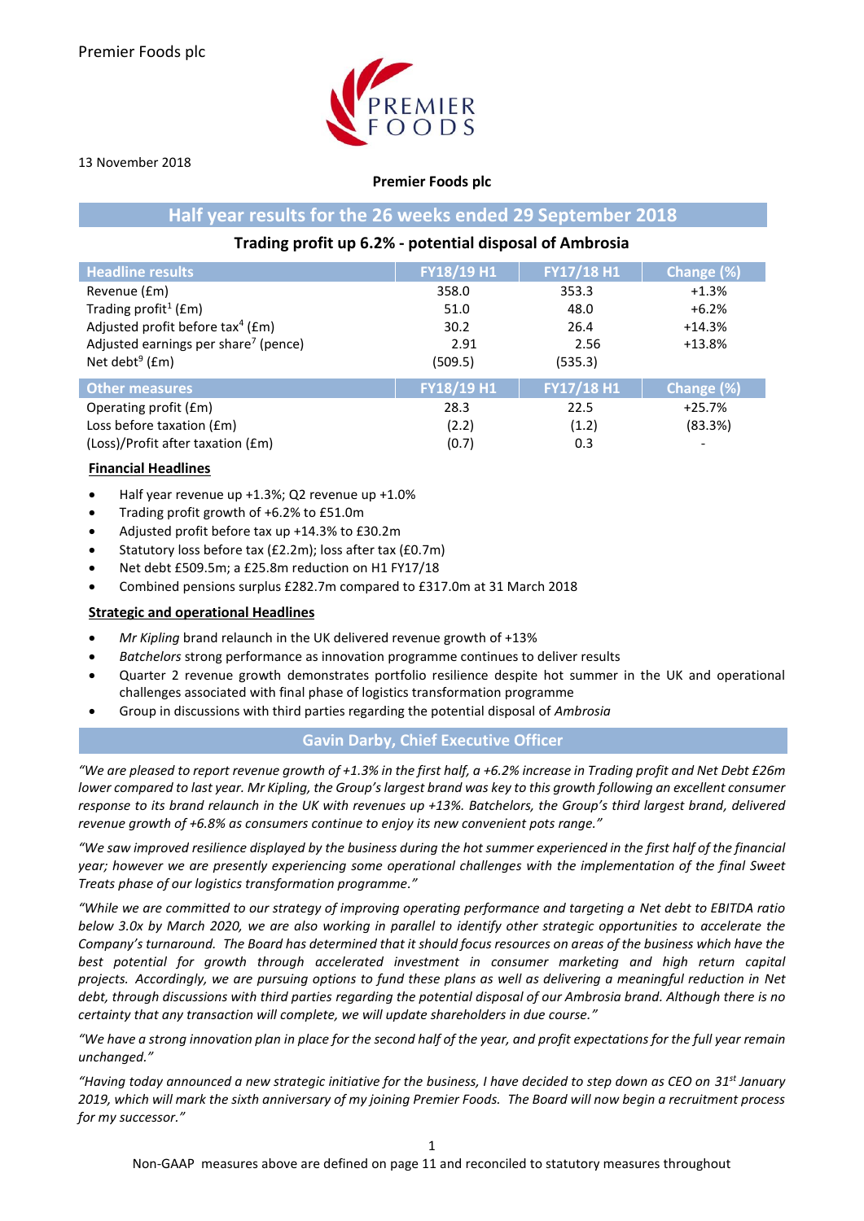Premier Foods plc

13 November 2018

**Premier Foods plc**

## Half year results for the 26 weeks ended 29 September 2018

### Trading profit up 6.2% - potential disposal of Ambrosia

| Headline results | FY18/19 H1 | FY17/18 H1 | Change (%) |
|---|---|---|---|
| Revenue (£m) | 358.0 | 353.3 | +1.3% |
| Trading profit[1] (£m) | 51.0 | 48.0 | +6.2% |
| Adjusted profit before tax[4] (£m) | 30.2 | 26.4 | +14.3% |
| Adjusted earnings per share[7] (pence) | 2.91 | 2.56 | +13.8% |
| Net debt[9] (£m) | (509.5) | (535.3) | |
| **Other measures** | **FY18/19 H1** | **FY17/18 H1** | **Change (%)** |
| Operating profit (£m) | 28.3 | 22.5 | +25.7% |
| Loss before taxation (£m) | (2.2) | (1.2) | (83.3%) |
| (Loss)/Profit after taxation (£m) | (0.7) | 0.3 | - |

**Financial Headlines**

- Half year revenue up +1.3%; Q2 revenue up +1.0%
- Trading profit growth of +6.2% to £51.0m
- Adjusted profit before tax up +14.3% to £30.2m
- Statutory loss before tax (£2.2m); loss after tax (£0.7m)
- Net debt £509.5m; a £25.8m reduction on H1 FY17/18
- Combined pensions surplus £282.7m compared to £317.0m at 31 March 2018

**Strategic and operational Headlines**

- *Mr Kipling* brand relaunch in the UK delivered revenue growth of +13%
- *Batchelors* strong performance as innovation programme continues to deliver results
- Quarter 2 revenue growth demonstrates portfolio resilience despite hot summer in the UK and operational challenges associated with final phase of logistics transformation programme
- Group in discussions with third parties regarding the potential disposal of *Ambrosia*

## Gavin Darby, Chief Executive Officer

*"We are pleased to report revenue growth of +1.3% in the first half, a +6.2% increase in Trading profit and Net Debt £26m lower compared to last year. Mr Kipling, the Group's largest brand was key to this growth following an excellent consumer response to its brand relaunch in the UK with revenues up +13%. Batchelors, the Group's third largest brand, delivered revenue growth of +6.8% as consumers continue to enjoy its new convenient pots range."*

*"We saw improved resilience displayed by the business during the hot summer experienced in the first half of the financial year; however we are presently experiencing some operational challenges with the implementation of the final Sweet Treats phase of our logistics transformation programme."*

*"While we are committed to our strategy of improving operating performance and targeting a Net debt to EBITDA ratio below 3.0x by March 2020, we are also working in parallel to identify other strategic opportunities to accelerate the Company's turnaround. The Board has determined that it should focus resources on areas of the business which have the best potential for growth through accelerated investment in consumer marketing and high return capital projects. Accordingly, we are pursuing options to fund these plans as well as delivering a meaningful reduction in Net debt, through discussions with third parties regarding the potential disposal of our Ambrosia brand. Although there is no certainty that any transaction will complete, we will update shareholders in due course."*

*"We have a strong innovation plan in place for the second half of the year, and profit expectations for the full year remain unchanged."*

*"Having today announced a new strategic initiative for the business, I have decided to step down as CEO on 31st January 2019, which will mark the sixth anniversary of my joining Premier Foods. The Board will now begin a recruitment process for my successor."*

Non-GAAP measures above are defined on page 11 and reconciled to statutory measures throughout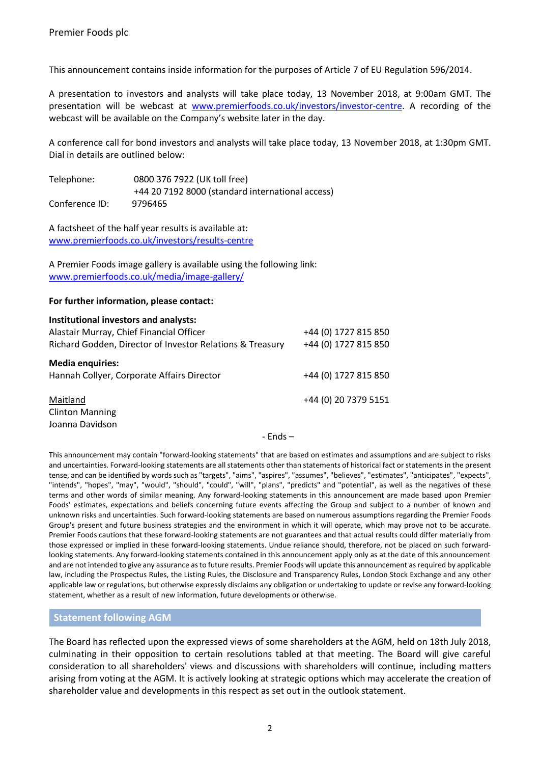This announcement contains inside information for the purposes of Article 7 of EU Regulation 596/2014.

A presentation to investors and analysts will take place today, 13 November 2018, at 9:00am GMT. The presentation will be webcast at www.premierfoods.co.uk/investors/investor-centre. A recording of the webcast will be available on the Company's website later in the day.

A conference call for bond investors and analysts will take place today, 13 November 2018, at 1:30pm GMT. Dial in details are outlined below:

| | |
|---|---|
| Telephone: | 0800 376 7922 (UK toll free) |
| | +44 20 7192 8000 (standard international access) |
| Conference ID: | 9796465 |

A factsheet of the half year results is available at:
www.premierfoods.co.uk/investors/results-centre

A Premier Foods image gallery is available using the following link:
www.premierfoods.co.uk/media/image-gallery/

**For further information, please contact:**

| | |
|---|---|
| **Institutional investors and analysts:** | |
| Alastair Murray, Chief Financial Officer | +44 (0) 1727 815 850 |
| Richard Godden, Director of Investor Relations & Treasury | +44 (0) 1727 815 850 |
| **Media enquiries:** | |
| Hannah Collyer, Corporate Affairs Director | +44 (0) 1727 815 850 |
| Maitland | +44 (0) 20 7379 5151 |
| Clinton Manning | |
| Joanna Davidson | |

\- Ends –

This announcement may contain "forward-looking statements" that are based on estimates and assumptions and are subject to risks and uncertainties. Forward-looking statements are all statements other than statements of historical fact or statements in the present tense, and can be identified by words such as "targets", "aims", "aspires", "assumes", "believes", "estimates", "anticipates", "expects", "intends", "hopes", "may", "would", "should", "could", "will", "plans", "predicts" and "potential", as well as the negatives of these terms and other words of similar meaning. Any forward-looking statements in this announcement are made based upon Premier Foods' estimates, expectations and beliefs concerning future events affecting the Group and subject to a number of known and unknown risks and uncertainties. Such forward-looking statements are based on numerous assumptions regarding the Premier Foods Group's present and future business strategies and the environment in which it will operate, which may prove not to be accurate. Premier Foods cautions that these forward-looking statements are not guarantees and that actual results could differ materially from those expressed or implied in these forward-looking statements. Undue reliance should, therefore, not be placed on such forward-looking statements. Any forward-looking statements contained in this announcement apply only as at the date of this announcement and are not intended to give any assurance as to future results. Premier Foods will update this announcement as required by applicable law, including the Prospectus Rules, the Listing Rules, the Disclosure and Transparency Rules, London Stock Exchange and any other applicable law or regulations, but otherwise expressly disclaims any obligation or undertaking to update or revise any forward-looking statement, whether as a result of new information, future developments or otherwise.

## Statement following AGM

The Board has reflected upon the expressed views of some shareholders at the AGM, held on 18th July 2018, culminating in their opposition to certain resolutions tabled at that meeting. The Board will give careful consideration to all shareholders' views and discussions with shareholders will continue, including matters arising from voting at the AGM. It is actively looking at strategic options which may accelerate the creation of shareholder value and developments in this respect as set out in the outlook statement.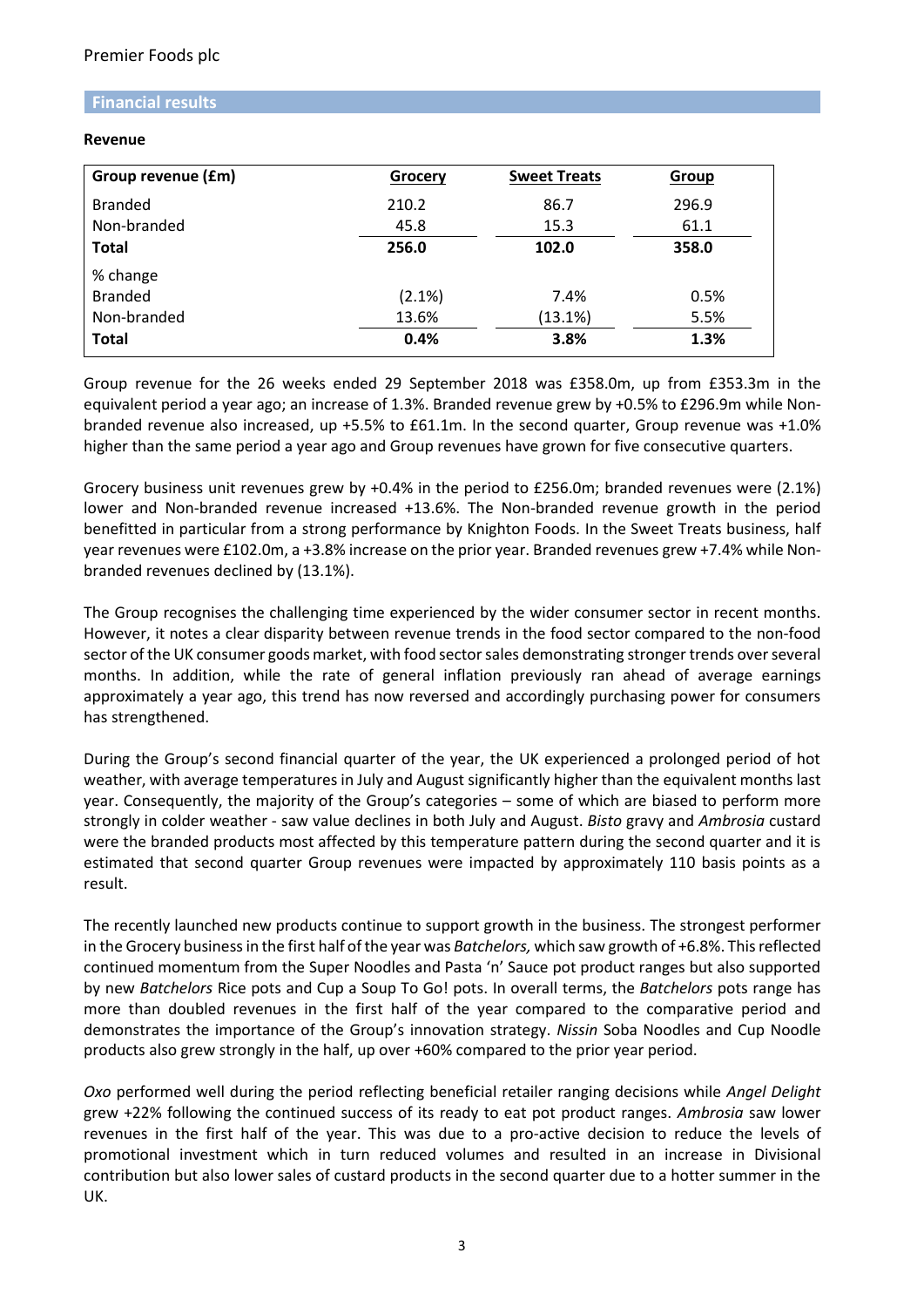## Financial results

**Revenue**

| Group revenue (£m) | Grocery | Sweet Treats | Group |
|---|---|---|---|
| Branded | 210.2 | 86.7 | 296.9 |
| Non-branded | 45.8 | 15.3 | 61.1 |
| **Total** | **256.0** | **102.0** | **358.0** |
| % change | | | |
| Branded | (2.1%) | 7.4% | 0.5% |
| Non-branded | 13.6% | (13.1%) | 5.5% |
| **Total** | **0.4%** | **3.8%** | **1.3%** |

Group revenue for the 26 weeks ended 29 September 2018 was £358.0m, up from £353.3m in the equivalent period a year ago; an increase of 1.3%. Branded revenue grew by +0.5% to £296.9m while Non-branded revenue also increased, up +5.5% to £61.1m. In the second quarter, Group revenue was +1.0% higher than the same period a year ago and Group revenues have grown for five consecutive quarters.

Grocery business unit revenues grew by +0.4% in the period to £256.0m; branded revenues were (2.1%) lower and Non-branded revenue increased +13.6%. The Non-branded revenue growth in the period benefitted in particular from a strong performance by Knighton Foods. In the Sweet Treats business, half year revenues were £102.0m, a +3.8% increase on the prior year. Branded revenues grew +7.4% while Non-branded revenues declined by (13.1%).

The Group recognises the challenging time experienced by the wider consumer sector in recent months. However, it notes a clear disparity between revenue trends in the food sector compared to the non-food sector of the UK consumer goods market, with food sector sales demonstrating stronger trends over several months. In addition, while the rate of general inflation previously ran ahead of average earnings approximately a year ago, this trend has now reversed and accordingly purchasing power for consumers has strengthened.

During the Group's second financial quarter of the year, the UK experienced a prolonged period of hot weather, with average temperatures in July and August significantly higher than the equivalent months last year. Consequently, the majority of the Group's categories – some of which are biased to perform more strongly in colder weather - saw value declines in both July and August. *Bisto* gravy and *Ambrosia* custard were the branded products most affected by this temperature pattern during the second quarter and it is estimated that second quarter Group revenues were impacted by approximately 110 basis points as a result.

The recently launched new products continue to support growth in the business. The strongest performer in the Grocery business in the first half of the year was *Batchelors,* which saw growth of +6.8%. This reflected continued momentum from the Super Noodles and Pasta 'n' Sauce pot product ranges but also supported by new *Batchelors* Rice pots and Cup a Soup To Go! pots. In overall terms, the *Batchelors* pots range has more than doubled revenues in the first half of the year compared to the comparative period and demonstrates the importance of the Group's innovation strategy. *Nissin* Soba Noodles and Cup Noodle products also grew strongly in the half, up over +60% compared to the prior year period.

*Oxo* performed well during the period reflecting beneficial retailer ranging decisions while *Angel Delight* grew +22% following the continued success of its ready to eat pot product ranges. *Ambrosia* saw lower revenues in the first half of the year. This was due to a pro-active decision to reduce the levels of promotional investment which in turn reduced volumes and resulted in an increase in Divisional contribution but also lower sales of custard products in the second quarter due to a hotter summer in the UK.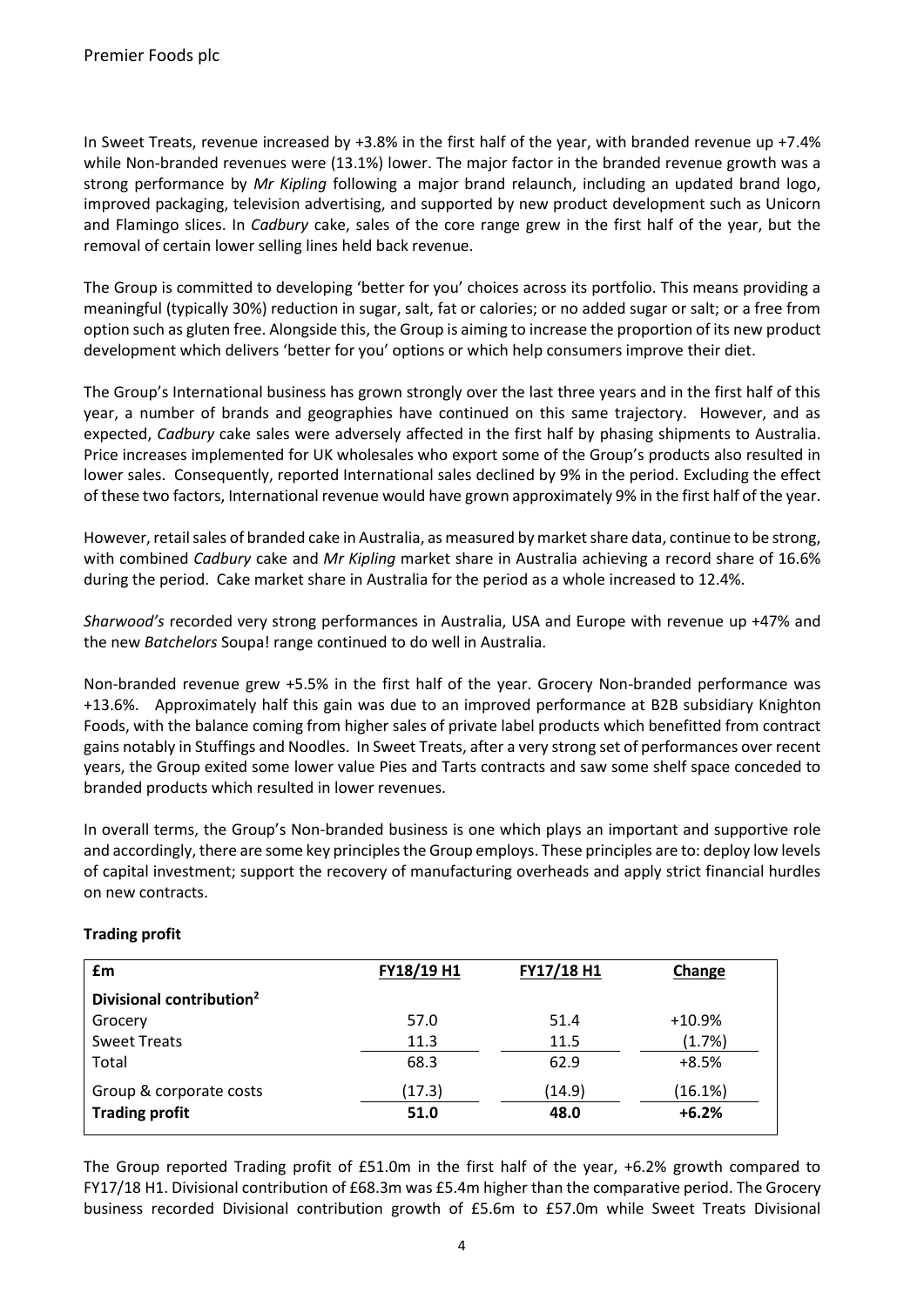In Sweet Treats, revenue increased by +3.8% in the first half of the year, with branded revenue up +7.4% while Non-branded revenues were (13.1%) lower. The major factor in the branded revenue growth was a strong performance by *Mr Kipling* following a major brand relaunch, including an updated brand logo, improved packaging, television advertising, and supported by new product development such as Unicorn and Flamingo slices. In *Cadbury* cake, sales of the core range grew in the first half of the year, but the removal of certain lower selling lines held back revenue.

The Group is committed to developing 'better for you' choices across its portfolio. This means providing a meaningful (typically 30%) reduction in sugar, salt, fat or calories; or no added sugar or salt; or a free from option such as gluten free. Alongside this, the Group is aiming to increase the proportion of its new product development which delivers 'better for you' options or which help consumers improve their diet.

The Group's International business has grown strongly over the last three years and in the first half of this year, a number of brands and geographies have continued on this same trajectory. However, and as expected, *Cadbury* cake sales were adversely affected in the first half by phasing shipments to Australia. Price increases implemented for UK wholesales who export some of the Group's products also resulted in lower sales. Consequently, reported International sales declined by 9% in the period. Excluding the effect of these two factors, International revenue would have grown approximately 9% in the first half of the year.

However, retail sales of branded cake in Australia, as measured by market share data, continue to be strong, with combined *Cadbury* cake and *Mr Kipling* market share in Australia achieving a record share of 16.6% during the period. Cake market share in Australia for the period as a whole increased to 12.4%.

*Sharwood's* recorded very strong performances in Australia, USA and Europe with revenue up +47% and the new *Batchelors* Soupa! range continued to do well in Australia.

Non-branded revenue grew +5.5% in the first half of the year. Grocery Non-branded performance was +13.6%. Approximately half this gain was due to an improved performance at B2B subsidiary Knighton Foods, with the balance coming from higher sales of private label products which benefitted from contract gains notably in Stuffings and Noodles. In Sweet Treats, after a very strong set of performances over recent years, the Group exited some lower value Pies and Tarts contracts and saw some shelf space conceded to branded products which resulted in lower revenues.

In overall terms, the Group's Non-branded business is one which plays an important and supportive role and accordingly, there are some key principles the Group employs. These principles are to: deploy low levels of capital investment; support the recovery of manufacturing overheads and apply strict financial hurdles on new contracts.

**Trading profit**

| £m | FY18/19 H1 | FY17/18 H1 | Change |
|---|---|---|---|
| **Divisional contribution[2]** | | | |
| Grocery | 57.0 | 51.4 | +10.9% |
| Sweet Treats | 11.3 | 11.5 | (1.7%) |
| Total | 68.3 | 62.9 | +8.5% |
| Group & corporate costs | (17.3) | (14.9) | (16.1%) |
| **Trading profit** | **51.0** | **48.0** | **+6.2%** |

The Group reported Trading profit of £51.0m in the first half of the year, +6.2% growth compared to FY17/18 H1. Divisional contribution of £68.3m was £5.4m higher than the comparative period. The Grocery business recorded Divisional contribution growth of £5.6m to £57.0m while Sweet Treats Divisional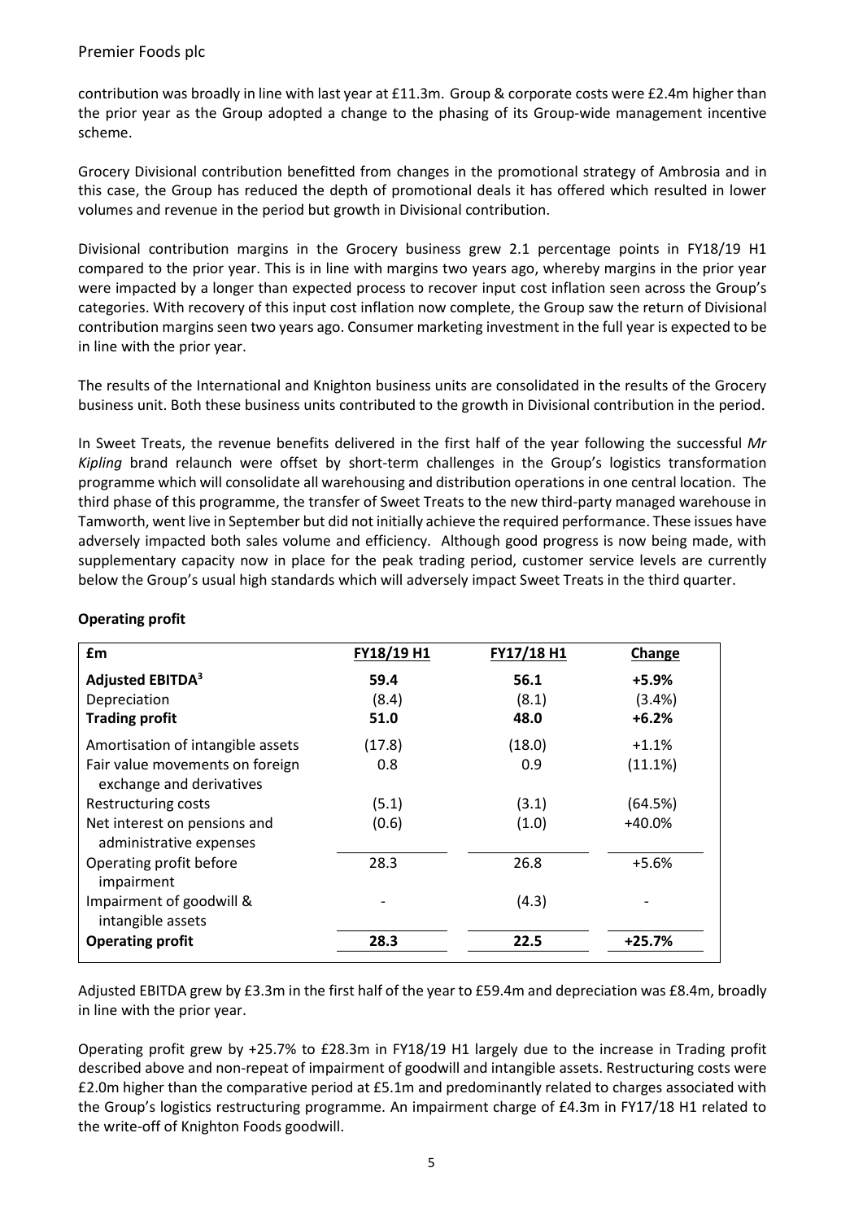contribution was broadly in line with last year at £11.3m. Group & corporate costs were £2.4m higher than the prior year as the Group adopted a change to the phasing of its Group-wide management incentive scheme.

Grocery Divisional contribution benefitted from changes in the promotional strategy of Ambrosia and in this case, the Group has reduced the depth of promotional deals it has offered which resulted in lower volumes and revenue in the period but growth in Divisional contribution.

Divisional contribution margins in the Grocery business grew 2.1 percentage points in FY18/19 H1 compared to the prior year. This is in line with margins two years ago, whereby margins in the prior year were impacted by a longer than expected process to recover input cost inflation seen across the Group's categories. With recovery of this input cost inflation now complete, the Group saw the return of Divisional contribution margins seen two years ago. Consumer marketing investment in the full year is expected to be in line with the prior year.

The results of the International and Knighton business units are consolidated in the results of the Grocery business unit. Both these business units contributed to the growth in Divisional contribution in the period.

In Sweet Treats, the revenue benefits delivered in the first half of the year following the successful *Mr Kipling* brand relaunch were offset by short-term challenges in the Group's logistics transformation programme which will consolidate all warehousing and distribution operations in one central location. The third phase of this programme, the transfer of Sweet Treats to the new third-party managed warehouse in Tamworth, went live in September but did not initially achieve the required performance. These issues have adversely impacted both sales volume and efficiency. Although good progress is now being made, with supplementary capacity now in place for the peak trading period, customer service levels are currently below the Group's usual high standards which will adversely impact Sweet Treats in the third quarter.

**Operating profit**

| £m | FY18/19 H1 | FY17/18 H1 | Change |
|---|---|---|---|
| **Adjusted EBITDA[3]** | **59.4** | **56.1** | **+5.9%** |
| Depreciation | (8.4) | (8.1) | (3.4%) |
| **Trading profit** | **51.0** | **48.0** | **+6.2%** |
| Amortisation of intangible assets | (17.8) | (18.0) | +1.1% |
| Fair value movements on foreign exchange and derivatives | 0.8 | 0.9 | (11.1%) |
| Restructuring costs | (5.1) | (3.1) | (64.5%) |
| Net interest on pensions and administrative expenses | (0.6) | (1.0) | +40.0% |
| Operating profit before impairment | 28.3 | 26.8 | +5.6% |
| Impairment of goodwill & intangible assets | - | (4.3) | - |
| **Operating profit** | **28.3** | **22.5** | **+25.7%** |

Adjusted EBITDA grew by £3.3m in the first half of the year to £59.4m and depreciation was £8.4m, broadly in line with the prior year.

Operating profit grew by +25.7% to £28.3m in FY18/19 H1 largely due to the increase in Trading profit described above and non-repeat of impairment of goodwill and intangible assets. Restructuring costs were £2.0m higher than the comparative period at £5.1m and predominantly related to charges associated with the Group's logistics restructuring programme. An impairment charge of £4.3m in FY17/18 H1 related to the write-off of Knighton Foods goodwill.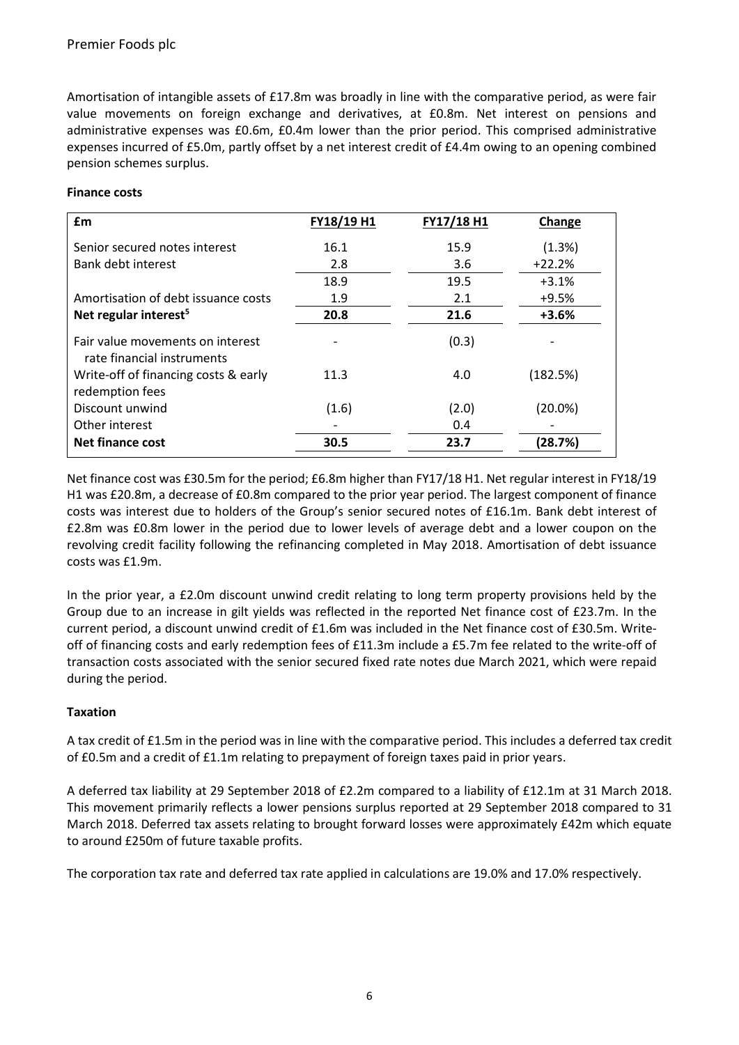Amortisation of intangible assets of £17.8m was broadly in line with the comparative period, as were fair value movements on foreign exchange and derivatives, at £0.8m. Net interest on pensions and administrative expenses was £0.6m, £0.4m lower than the prior period. This comprised administrative expenses incurred of £5.0m, partly offset by a net interest credit of £4.4m owing to an opening combined pension schemes surplus.

**Finance costs**

| £m | FY18/19 H1 | FY17/18 H1 | Change |
|---|---|---|---|
| Senior secured notes interest | 16.1 | 15.9 | (1.3%) |
| Bank debt interest | 2.8 | 3.6 | +22.2% |
| | 18.9 | 19.5 | +3.1% |
| Amortisation of debt issuance costs | 1.9 | 2.1 | +9.5% |
| **Net regular interest[5]** | **20.8** | **21.6** | **+3.6%** |
| Fair value movements on interest rate financial instruments | - | (0.3) | - |
| Write-off of financing costs & early redemption fees | 11.3 | 4.0 | (182.5%) |
| Discount unwind | (1.6) | (2.0) | (20.0%) |
| Other interest | - | 0.4 | - |
| **Net finance cost** | **30.5** | **23.7** | **(28.7%)** |

Net finance cost was £30.5m for the period; £6.8m higher than FY17/18 H1. Net regular interest in FY18/19 H1 was £20.8m, a decrease of £0.8m compared to the prior year period. The largest component of finance costs was interest due to holders of the Group's senior secured notes of £16.1m. Bank debt interest of £2.8m was £0.8m lower in the period due to lower levels of average debt and a lower coupon on the revolving credit facility following the refinancing completed in May 2018. Amortisation of debt issuance costs was £1.9m.

In the prior year, a £2.0m discount unwind credit relating to long term property provisions held by the Group due to an increase in gilt yields was reflected in the reported Net finance cost of £23.7m. In the current period, a discount unwind credit of £1.6m was included in the Net finance cost of £30.5m. Write-off of financing costs and early redemption fees of £11.3m include a £5.7m fee related to the write-off of transaction costs associated with the senior secured fixed rate notes due March 2021, which were repaid during the period.

**Taxation**

A tax credit of £1.5m in the period was in line with the comparative period. This includes a deferred tax credit of £0.5m and a credit of £1.1m relating to prepayment of foreign taxes paid in prior years.

A deferred tax liability at 29 September 2018 of £2.2m compared to a liability of £12.1m at 31 March 2018. This movement primarily reflects a lower pensions surplus reported at 29 September 2018 compared to 31 March 2018. Deferred tax assets relating to brought forward losses were approximately £42m which equate to around £250m of future taxable profits.

The corporation tax rate and deferred tax rate applied in calculations are 19.0% and 17.0% respectively.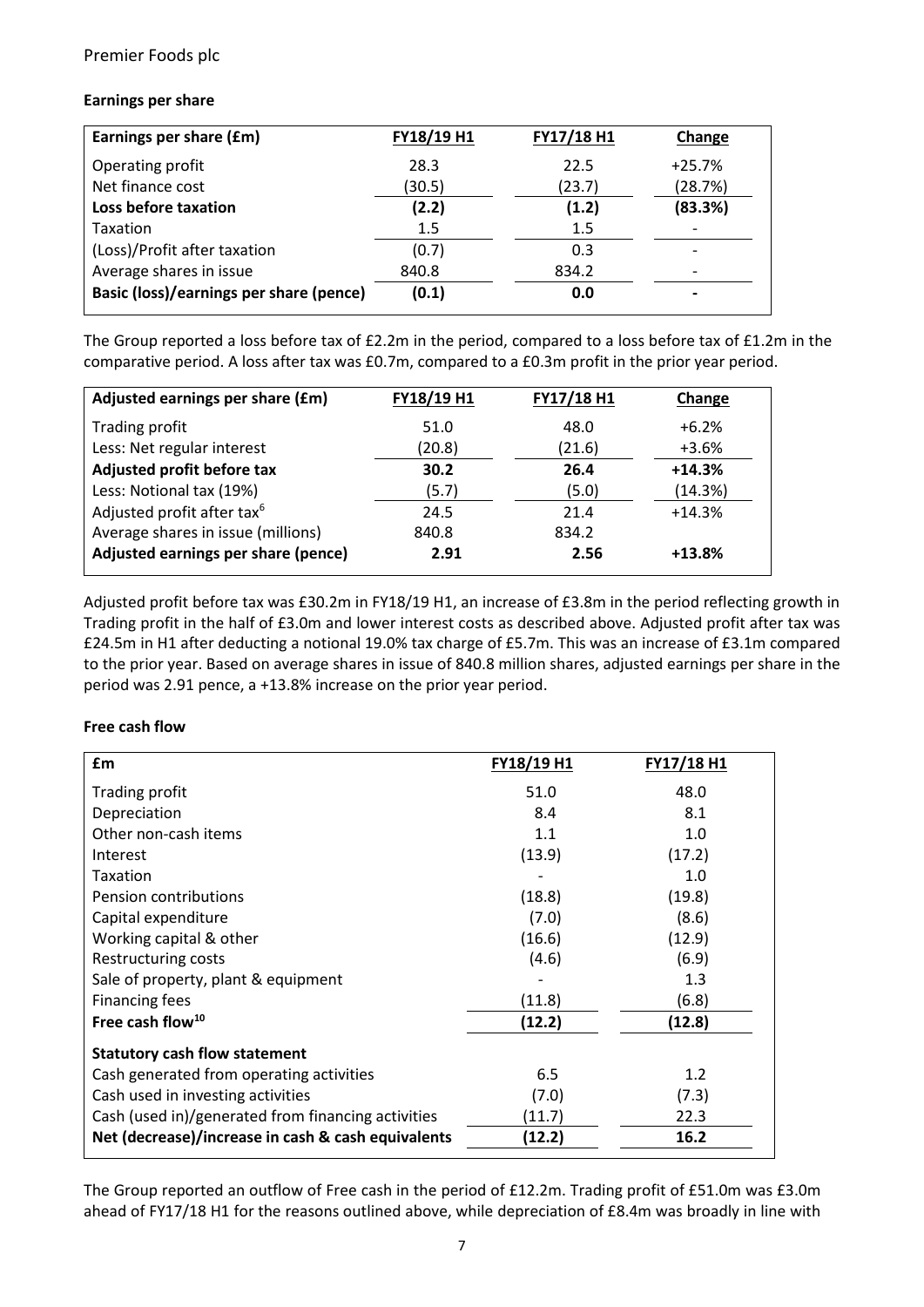**Earnings per share**

| Earnings per share (£m) | FY18/19 H1 | FY17/18 H1 | Change |
|---|---|---|---|
| Operating profit | 28.3 | 22.5 | +25.7% |
| Net finance cost | (30.5) | (23.7) | (28.7%) |
| **Loss before taxation** | **(2.2)** | **(1.2)** | **(83.3%)** |
| Taxation | 1.5 | 1.5 | - |
| (Loss)/Profit after taxation | (0.7) | 0.3 | - |
| Average shares in issue | 840.8 | 834.2 | - |
| **Basic (loss)/earnings per share (pence)** | **(0.1)** | **0.0** | **-** |

The Group reported a loss before tax of £2.2m in the period, compared to a loss before tax of £1.2m in the comparative period. A loss after tax was £0.7m, compared to a £0.3m profit in the prior year period.

| Adjusted earnings per share (£m) | FY18/19 H1 | FY17/18 H1 | Change |
|---|---|---|---|
| Trading profit | 51.0 | 48.0 | +6.2% |
| Less: Net regular interest | (20.8) | (21.6) | +3.6% |
| **Adjusted profit before tax** | **30.2** | **26.4** | **+14.3%** |
| Less: Notional tax (19%) | (5.7) | (5.0) | (14.3%) |
| Adjusted profit after tax[6] | 24.5 | 21.4 | +14.3% |
| Average shares in issue (millions) | 840.8 | 834.2 | |
| **Adjusted earnings per share (pence)** | **2.91** | **2.56** | **+13.8%** |

Adjusted profit before tax was £30.2m in FY18/19 H1, an increase of £3.8m in the period reflecting growth in Trading profit in the half of £3.0m and lower interest costs as described above. Adjusted profit after tax was £24.5m in H1 after deducting a notional 19.0% tax charge of £5.7m. This was an increase of £3.1m compared to the prior year. Based on average shares in issue of 840.8 million shares, adjusted earnings per share in the period was 2.91 pence, a +13.8% increase on the prior year period.

**Free cash flow**

| £m | FY18/19 H1 | FY17/18 H1 |
|---|---|---|
| Trading profit | 51.0 | 48.0 |
| Depreciation | 8.4 | 8.1 |
| Other non-cash items | 1.1 | 1.0 |
| Interest | (13.9) | (17.2) |
| Taxation | - | 1.0 |
| Pension contributions | (18.8) | (19.8) |
| Capital expenditure | (7.0) | (8.6) |
| Working capital & other | (16.6) | (12.9) |
| Restructuring costs | (4.6) | (6.9) |
| Sale of property, plant & equipment | - | 1.3 |
| Financing fees | (11.8) | (6.8) |
| **Free cash flow[10]** | **(12.2)** | **(12.8)** |
| **Statutory cash flow statement** | | |
| Cash generated from operating activities | 6.5 | 1.2 |
| Cash used in investing activities | (7.0) | (7.3) |
| Cash (used in)/generated from financing activities | (11.7) | 22.3 |
| **Net (decrease)/increase in cash & cash equivalents** | **(12.2)** | **16.2** |

The Group reported an outflow of Free cash in the period of £12.2m. Trading profit of £51.0m was £3.0m ahead of FY17/18 H1 for the reasons outlined above, while depreciation of £8.4m was broadly in line with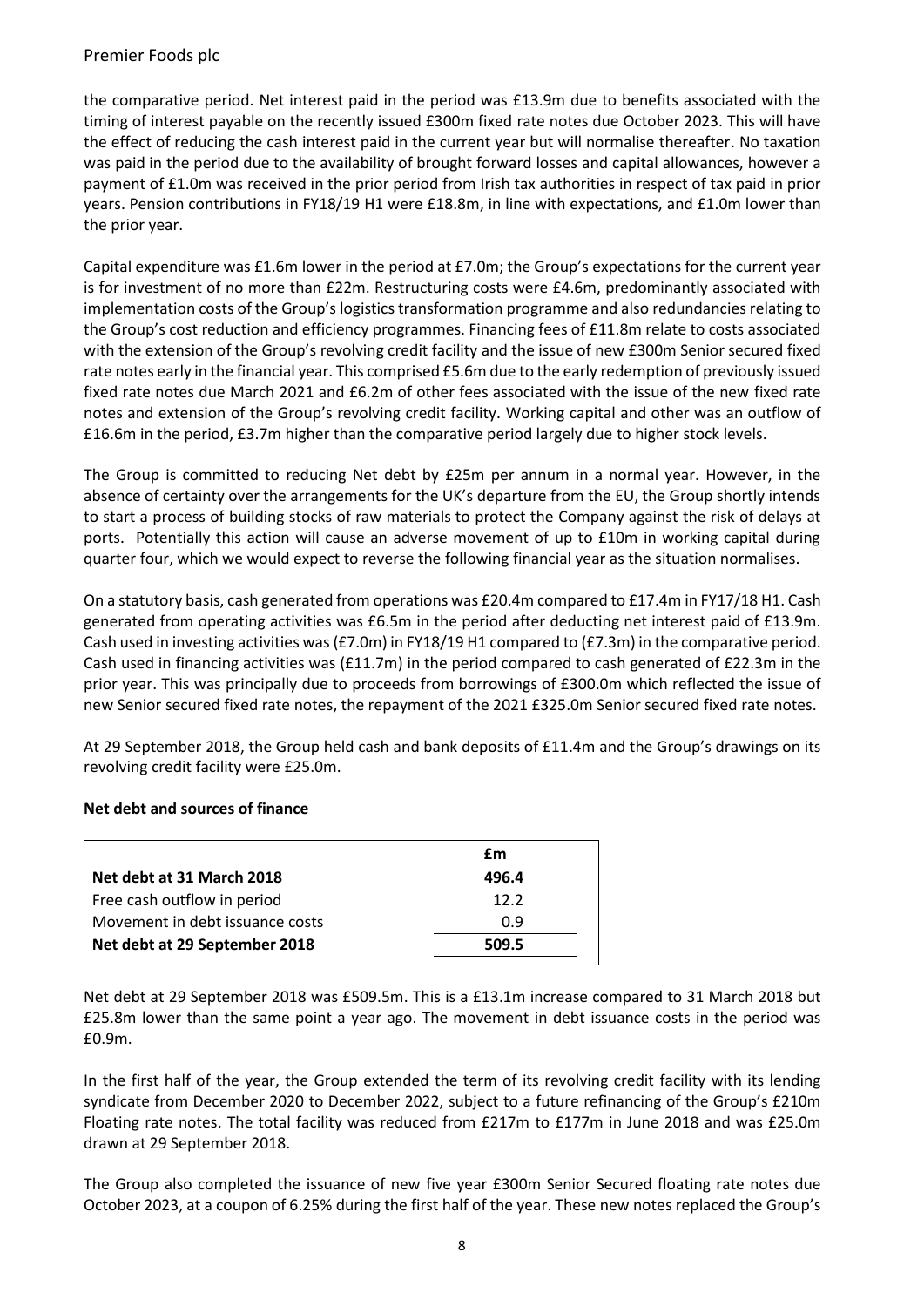the comparative period. Net interest paid in the period was £13.9m due to benefits associated with the timing of interest payable on the recently issued £300m fixed rate notes due October 2023. This will have the effect of reducing the cash interest paid in the current year but will normalise thereafter. No taxation was paid in the period due to the availability of brought forward losses and capital allowances, however a payment of £1.0m was received in the prior period from Irish tax authorities in respect of tax paid in prior years. Pension contributions in FY18/19 H1 were £18.8m, in line with expectations, and £1.0m lower than the prior year.

Capital expenditure was £1.6m lower in the period at £7.0m; the Group's expectations for the current year is for investment of no more than £22m. Restructuring costs were £4.6m, predominantly associated with implementation costs of the Group's logistics transformation programme and also redundancies relating to the Group's cost reduction and efficiency programmes. Financing fees of £11.8m relate to costs associated with the extension of the Group's revolving credit facility and the issue of new £300m Senior secured fixed rate notes early in the financial year. This comprised £5.6m due to the early redemption of previously issued fixed rate notes due March 2021 and £6.2m of other fees associated with the issue of the new fixed rate notes and extension of the Group's revolving credit facility. Working capital and other was an outflow of £16.6m in the period, £3.7m higher than the comparative period largely due to higher stock levels.

The Group is committed to reducing Net debt by £25m per annum in a normal year. However, in the absence of certainty over the arrangements for the UK's departure from the EU, the Group shortly intends to start a process of building stocks of raw materials to protect the Company against the risk of delays at ports. Potentially this action will cause an adverse movement of up to £10m in working capital during quarter four, which we would expect to reverse the following financial year as the situation normalises.

On a statutory basis, cash generated from operations was £20.4m compared to £17.4m in FY17/18 H1. Cash generated from operating activities was £6.5m in the period after deducting net interest paid of £13.9m. Cash used in investing activities was (£7.0m) in FY18/19 H1 compared to (£7.3m) in the comparative period. Cash used in financing activities was (£11.7m) in the period compared to cash generated of £22.3m in the prior year. This was principally due to proceeds from borrowings of £300.0m which reflected the issue of new Senior secured fixed rate notes, the repayment of the 2021 £325.0m Senior secured fixed rate notes.

At 29 September 2018, the Group held cash and bank deposits of £11.4m and the Group's drawings on its revolving credit facility were £25.0m.

**Net debt and sources of finance**

| | £m |
|---|---|
| **Net debt at 31 March 2018** | **496.4** |
| Free cash outflow in period | 12.2 |
| Movement in debt issuance costs | 0.9 |
| **Net debt at 29 September 2018** | **509.5** |

Net debt at 29 September 2018 was £509.5m. This is a £13.1m increase compared to 31 March 2018 but £25.8m lower than the same point a year ago. The movement in debt issuance costs in the period was £0.9m.

In the first half of the year, the Group extended the term of its revolving credit facility with its lending syndicate from December 2020 to December 2022, subject to a future refinancing of the Group's £210m Floating rate notes. The total facility was reduced from £217m to £177m in June 2018 and was £25.0m drawn at 29 September 2018.

The Group also completed the issuance of new five year £300m Senior Secured floating rate notes due October 2023, at a coupon of 6.25% during the first half of the year. These new notes replaced the Group's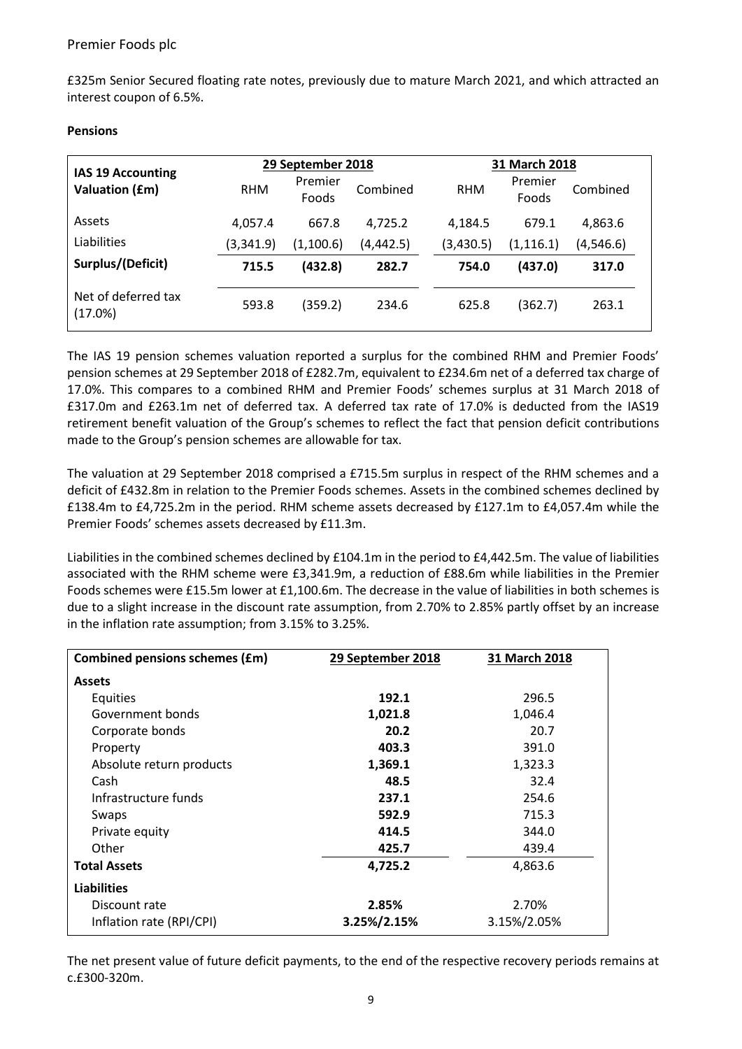£325m Senior Secured floating rate notes, previously due to mature March 2021, and which attracted an interest coupon of 6.5%.

**Pensions**

| IAS 19 Accounting Valuation (£m) | 29 September 2018 | | | 31 March 2018 | | |
|---|---|---|---|---|---|---|
| | RHM | Premier Foods | Combined | RHM | Premier Foods | Combined |
| Assets | 4,057.4 | 667.8 | 4,725.2 | 4,184.5 | 679.1 | 4,863.6 |
| Liabilities | (3,341.9) | (1,100.6) | (4,442.5) | (3,430.5) | (1,116.1) | (4,546.6) |
| **Surplus/(Deficit)** | **715.5** | **(432.8)** | **282.7** | **754.0** | **(437.0)** | **317.0** |
| Net of deferred tax (17.0%) | 593.8 | (359.2) | 234.6 | 625.8 | (362.7) | 263.1 |

The IAS 19 pension schemes valuation reported a surplus for the combined RHM and Premier Foods' pension schemes at 29 September 2018 of £282.7m, equivalent to £234.6m net of a deferred tax charge of 17.0%. This compares to a combined RHM and Premier Foods' schemes surplus at 31 March 2018 of £317.0m and £263.1m net of deferred tax. A deferred tax rate of 17.0% is deducted from the IAS19 retirement benefit valuation of the Group's schemes to reflect the fact that pension deficit contributions made to the Group's pension schemes are allowable for tax.

The valuation at 29 September 2018 comprised a £715.5m surplus in respect of the RHM schemes and a deficit of £432.8m in relation to the Premier Foods schemes. Assets in the combined schemes declined by £138.4m to £4,725.2m in the period. RHM scheme assets decreased by £127.1m to £4,057.4m while the Premier Foods' schemes assets decreased by £11.3m.

Liabilities in the combined schemes declined by £104.1m in the period to £4,442.5m. The value of liabilities associated with the RHM scheme were £3,341.9m, a reduction of £88.6m while liabilities in the Premier Foods schemes were £15.5m lower at £1,100.6m. The decrease in the value of liabilities in both schemes is due to a slight increase in the discount rate assumption, from 2.70% to 2.85% partly offset by an increase in the inflation rate assumption; from 3.15% to 3.25%.

| Combined pensions schemes (£m) | 29 September 2018 | 31 March 2018 |
|---|---|---|
| **Assets** | | |
| Equities | **192.1** | 296.5 |
| Government bonds | **1,021.8** | 1,046.4 |
| Corporate bonds | **20.2** | 20.7 |
| Property | **403.3** | 391.0 |
| Absolute return products | **1,369.1** | 1,323.3 |
| Cash | **48.5** | 32.4 |
| Infrastructure funds | **237.1** | 254.6 |
| Swaps | **592.9** | 715.3 |
| Private equity | **414.5** | 344.0 |
| Other | **425.7** | 439.4 |
| **Total Assets** | **4,725.2** | 4,863.6 |
| **Liabilities** | | |
| Discount rate | **2.85%** | 2.70% |
| Inflation rate (RPI/CPI) | **3.25%/2.15%** | 3.15%/2.05% |

The net present value of future deficit payments, to the end of the respective recovery periods remains at c.£300-320m.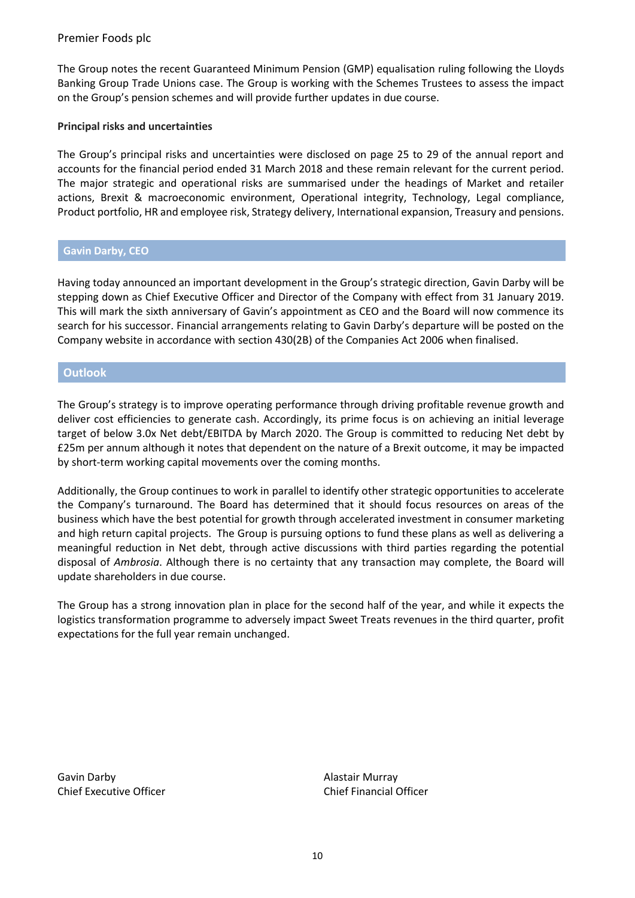The Group notes the recent Guaranteed Minimum Pension (GMP) equalisation ruling following the Lloyds Banking Group Trade Unions case. The Group is working with the Schemes Trustees to assess the impact on the Group's pension schemes and will provide further updates in due course.

**Principal risks and uncertainties**

The Group's principal risks and uncertainties were disclosed on page 25 to 29 of the annual report and accounts for the financial period ended 31 March 2018 and these remain relevant for the current period. The major strategic and operational risks are summarised under the headings of Market and retailer actions, Brexit & macroeconomic environment, Operational integrity, Technology, Legal compliance, Product portfolio, HR and employee risk, Strategy delivery, International expansion, Treasury and pensions.

## Gavin Darby, CEO

Having today announced an important development in the Group's strategic direction, Gavin Darby will be stepping down as Chief Executive Officer and Director of the Company with effect from 31 January 2019. This will mark the sixth anniversary of Gavin's appointment as CEO and the Board will now commence its search for his successor. Financial arrangements relating to Gavin Darby's departure will be posted on the Company website in accordance with section 430(2B) of the Companies Act 2006 when finalised.

## Outlook

The Group's strategy is to improve operating performance through driving profitable revenue growth and deliver cost efficiencies to generate cash. Accordingly, its prime focus is on achieving an initial leverage target of below 3.0x Net debt/EBITDA by March 2020. The Group is committed to reducing Net debt by £25m per annum although it notes that dependent on the nature of a Brexit outcome, it may be impacted by short-term working capital movements over the coming months.

Additionally, the Group continues to work in parallel to identify other strategic opportunities to accelerate the Company's turnaround. The Board has determined that it should focus resources on areas of the business which have the best potential for growth through accelerated investment in consumer marketing and high return capital projects. The Group is pursuing options to fund these plans as well as delivering a meaningful reduction in Net debt, through active discussions with third parties regarding the potential disposal of *Ambrosia*. Although there is no certainty that any transaction may complete, the Board will update shareholders in due course.

The Group has a strong innovation plan in place for the second half of the year, and while it expects the logistics transformation programme to adversely impact Sweet Treats revenues in the third quarter, profit expectations for the full year remain unchanged.

Gavin Darby
Chief Executive Officer

Alastair Murray
Chief Financial Officer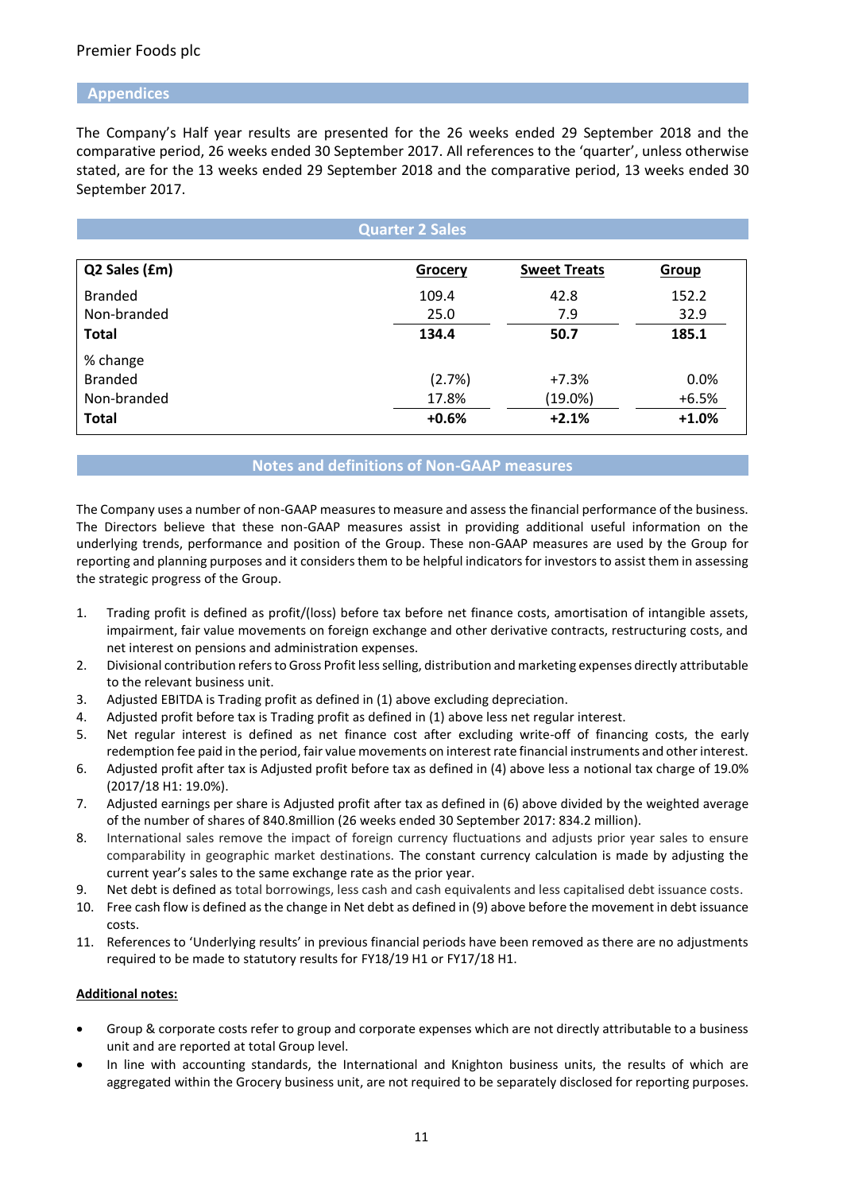## Appendices

The Company's Half year results are presented for the 26 weeks ended 29 September 2018 and the comparative period, 26 weeks ended 30 September 2017. All references to the 'quarter', unless otherwise stated, are for the 13 weeks ended 29 September 2018 and the comparative period, 13 weeks ended 30 September 2017.

## Quarter 2 Sales

| Q2 Sales (£m) | Grocery | Sweet Treats | Group |
|---|---|---|---|
| Branded | 109.4 | 42.8 | 152.2 |
| Non-branded | 25.0 | 7.9 | 32.9 |
| **Total** | **134.4** | **50.7** | **185.1** |
| % change | | | |
| Branded | (2.7%) | +7.3% | 0.0% |
| Non-branded | 17.8% | (19.0%) | +6.5% |
| **Total** | **+0.6%** | **+2.1%** | **+1.0%** |

## Notes and definitions of Non-GAAP measures

The Company uses a number of non-GAAP measures to measure and assess the financial performance of the business. The Directors believe that these non-GAAP measures assist in providing additional useful information on the underlying trends, performance and position of the Group. These non-GAAP measures are used by the Group for reporting and planning purposes and it considers them to be helpful indicators for investors to assist them in assessing the strategic progress of the Group.

1. Trading profit is defined as profit/(loss) before tax before net finance costs, amortisation of intangible assets, impairment, fair value movements on foreign exchange and other derivative contracts, restructuring costs, and net interest on pensions and administration expenses.
2. Divisional contribution refers to Gross Profit less selling, distribution and marketing expenses directly attributable to the relevant business unit.
3. Adjusted EBITDA is Trading profit as defined in (1) above excluding depreciation.
4. Adjusted profit before tax is Trading profit as defined in (1) above less net regular interest.
5. Net regular interest is defined as net finance cost after excluding write-off of financing costs, the early redemption fee paid in the period, fair value movements on interest rate financial instruments and other interest.
6. Adjusted profit after tax is Adjusted profit before tax as defined in (4) above less a notional tax charge of 19.0% (2017/18 H1: 19.0%).
7. Adjusted earnings per share is Adjusted profit after tax as defined in (6) above divided by the weighted average of the number of shares of 840.8million (26 weeks ended 30 September 2017: 834.2 million).
8. International sales remove the impact of foreign currency fluctuations and adjusts prior year sales to ensure comparability in geographic market destinations. The constant currency calculation is made by adjusting the current year's sales to the same exchange rate as the prior year.
9. Net debt is defined as total borrowings, less cash and cash equivalents and less capitalised debt issuance costs.
10. Free cash flow is defined as the change in Net debt as defined in (9) above before the movement in debt issuance costs.
11. References to 'Underlying results' in previous financial periods have been removed as there are no adjustments required to be made to statutory results for FY18/19 H1 or FY17/18 H1.

**Additional notes:**

- Group & corporate costs refer to group and corporate expenses which are not directly attributable to a business unit and are reported at total Group level.
- In line with accounting standards, the International and Knighton business units, the results of which are aggregated within the Grocery business unit, are not required to be separately disclosed for reporting purposes.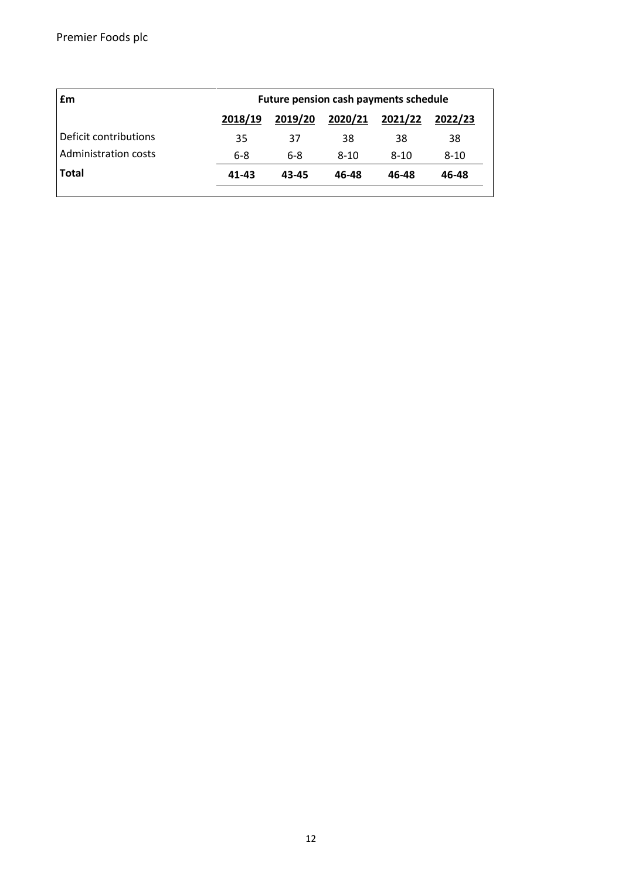| £m | Future pension cash payments schedule | | | | |
|---|---|---|---|---|---|
| | 2018/19 | 2019/20 | 2020/21 | 2021/22 | 2022/23 |
| Deficit contributions | 35 | 37 | 38 | 38 | 38 |
| Administration costs | 6-8 | 6-8 | 8-10 | 8-10 | 8-10 |
| **Total** | **41-43** | **43-45** | **46-48** | **46-48** | **46-48** |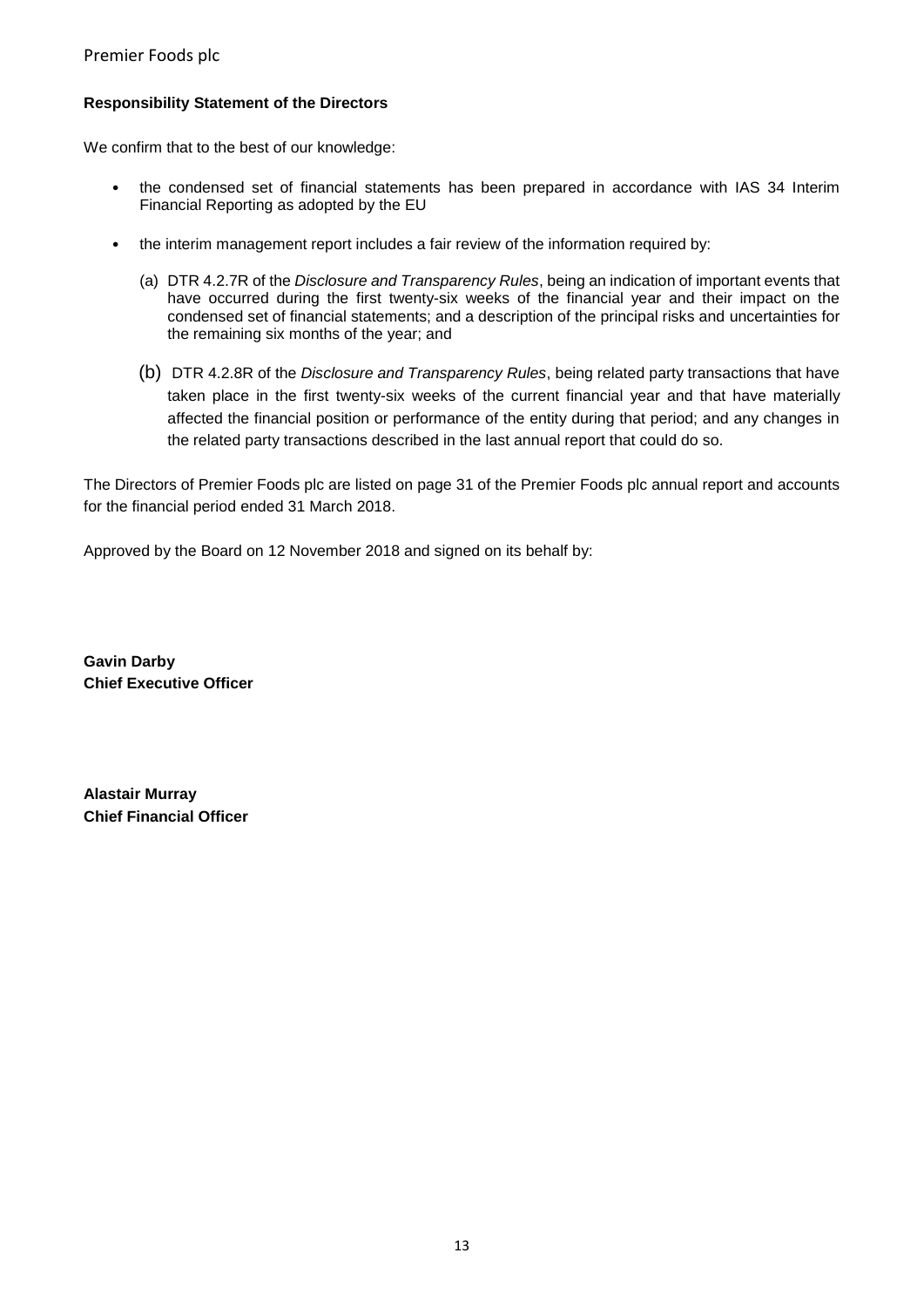**Responsibility Statement of the Directors**

We confirm that to the best of our knowledge:

- the condensed set of financial statements has been prepared in accordance with IAS 34 Interim Financial Reporting as adopted by the EU

- the interim management report includes a fair review of the information required by:

  (a) DTR 4.2.7R of the *Disclosure and Transparency Rules*, being an indication of important events that have occurred during the first twenty-six weeks of the financial year and their impact on the condensed set of financial statements; and a description of the principal risks and uncertainties for the remaining six months of the year; and

  (b) DTR 4.2.8R of the *Disclosure and Transparency Rules*, being related party transactions that have taken place in the first twenty-six weeks of the current financial year and that have materially affected the financial position or performance of the entity during that period; and any changes in the related party transactions described in the last annual report that could do so.

The Directors of Premier Foods plc are listed on page 31 of the Premier Foods plc annual report and accounts for the financial period ended 31 March 2018.

Approved by the Board on 12 November 2018 and signed on its behalf by:

**Gavin Darby**
**Chief Executive Officer**

**Alastair Murray**
**Chief Financial Officer**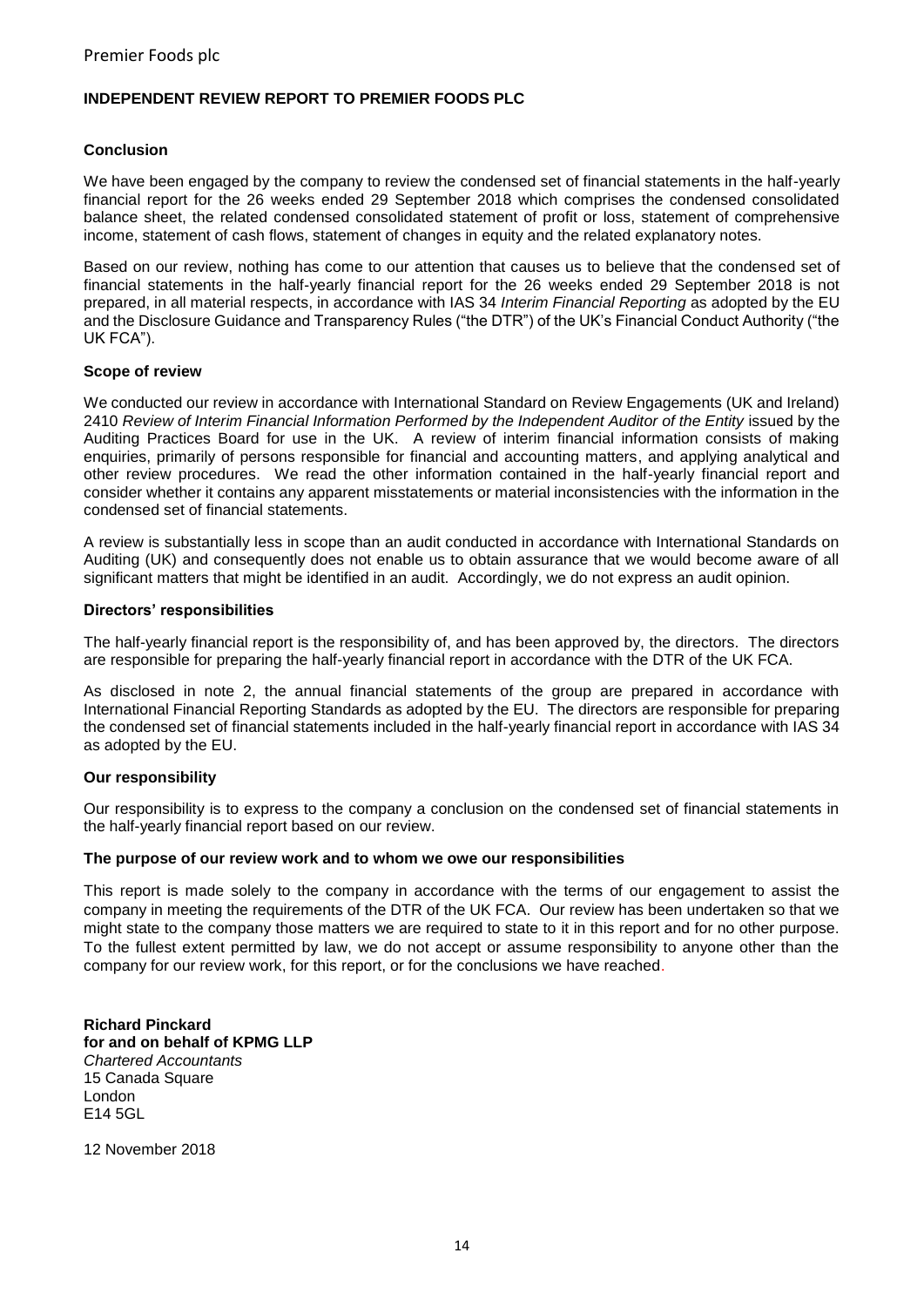# INDEPENDENT REVIEW REPORT TO PREMIER FOODS PLC

## Conclusion

We have been engaged by the company to review the condensed set of financial statements in the half-yearly financial report for the 26 weeks ended 29 September 2018 which comprises the condensed consolidated balance sheet, the related condensed consolidated statement of profit or loss, statement of comprehensive income, statement of cash flows, statement of changes in equity and the related explanatory notes.

Based on our review, nothing has come to our attention that causes us to believe that the condensed set of financial statements in the half-yearly financial report for the 26 weeks ended 29 September 2018 is not prepared, in all material respects, in accordance with IAS 34 *Interim Financial Reporting* as adopted by the EU and the Disclosure Guidance and Transparency Rules ("the DTR") of the UK's Financial Conduct Authority ("the UK FCA").

## Scope of review

We conducted our review in accordance with International Standard on Review Engagements (UK and Ireland) 2410 *Review of Interim Financial Information Performed by the Independent Auditor of the Entity* issued by the Auditing Practices Board for use in the UK. A review of interim financial information consists of making enquiries, primarily of persons responsible for financial and accounting matters, and applying analytical and other review procedures. We read the other information contained in the half-yearly financial report and consider whether it contains any apparent misstatements or material inconsistencies with the information in the condensed set of financial statements.

A review is substantially less in scope than an audit conducted in accordance with International Standards on Auditing (UK) and consequently does not enable us to obtain assurance that we would become aware of all significant matters that might be identified in an audit. Accordingly, we do not express an audit opinion.

## Directors' responsibilities

The half-yearly financial report is the responsibility of, and has been approved by, the directors. The directors are responsible for preparing the half-yearly financial report in accordance with the DTR of the UK FCA.

As disclosed in note 2, the annual financial statements of the group are prepared in accordance with International Financial Reporting Standards as adopted by the EU. The directors are responsible for preparing the condensed set of financial statements included in the half-yearly financial report in accordance with IAS 34 as adopted by the EU.

## Our responsibility

Our responsibility is to express to the company a conclusion on the condensed set of financial statements in the half-yearly financial report based on our review.

## The purpose of our review work and to whom we owe our responsibilities

This report is made solely to the company in accordance with the terms of our engagement to assist the company in meeting the requirements of the DTR of the UK FCA. Our review has been undertaken so that we might state to the company those matters we are required to state to it in this report and for no other purpose. To the fullest extent permitted by law, we do not accept or assume responsibility to anyone other than the company for our review work, for this report, or for the conclusions we have reached.

**Richard Pinckard**
**for and on behalf of KPMG LLP**
*Chartered Accountants*
15 Canada Square
London
E14 5GL

12 November 2018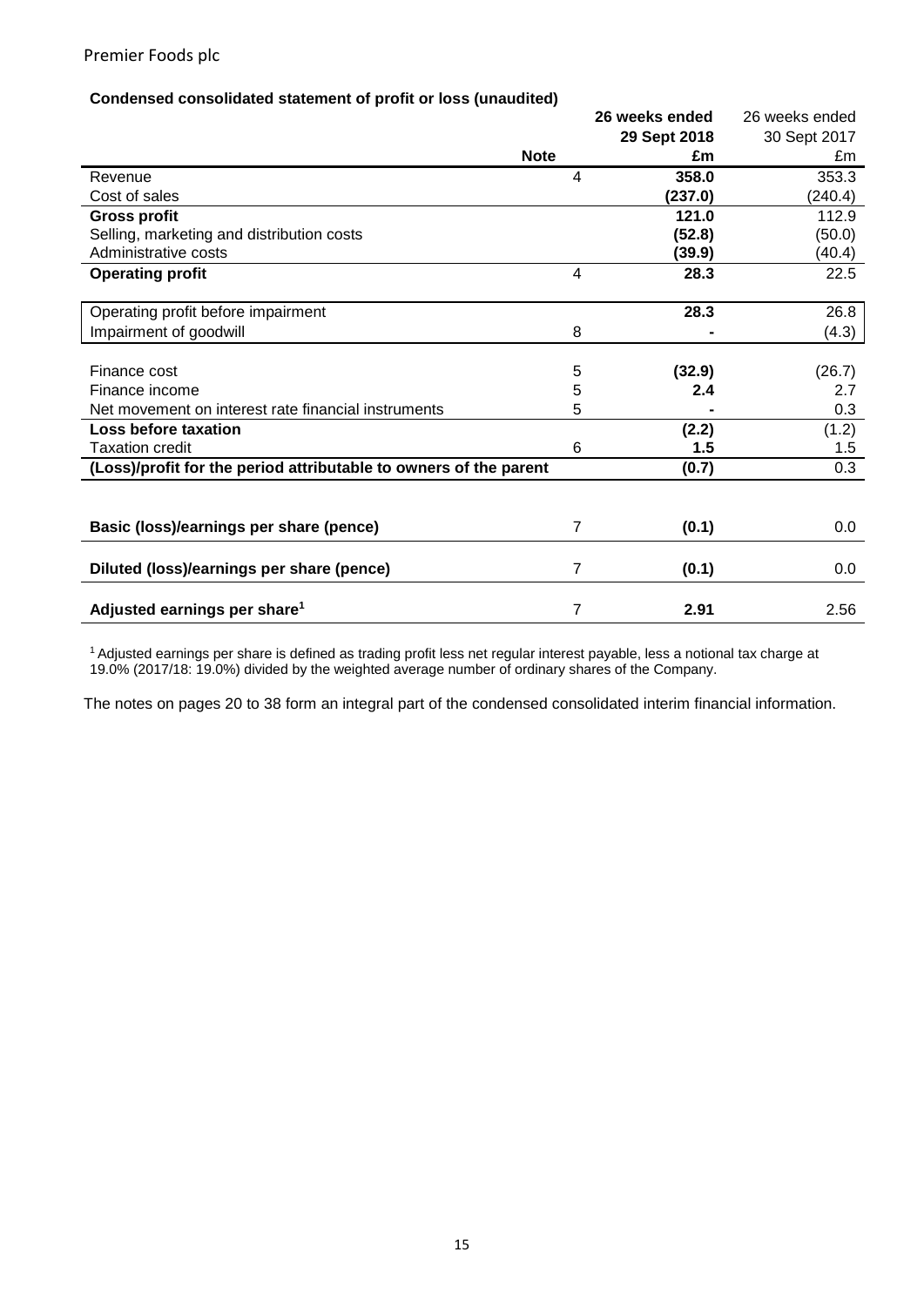Premier Foods plc

**Condensed consolidated statement of profit or loss (unaudited)**

| | Note | 26 weeks ended 29 Sept 2018 £m | 26 weeks ended 30 Sept 2017 £m |
|---|---|---|---|
| Revenue | 4 | **358.0** | 353.3 |
| Cost of sales | | **(237.0)** | (240.4) |
| **Gross profit** | | **121.0** | 112.9 |
| Selling, marketing and distribution costs | | **(52.8)** | (50.0) |
| Administrative costs | | **(39.9)** | (40.4) |
| **Operating profit** | 4 | **28.3** | 22.5 |
| | | | |
| Operating profit before impairment | | **28.3** | 26.8 |
| Impairment of goodwill | 8 | **-** | (4.3) |
| | | | |
| Finance cost | 5 | **(32.9)** | (26.7) |
| Finance income | 5 | **2.4** | 2.7 |
| Net movement on interest rate financial instruments | 5 | **-** | 0.3 |
| **Loss before taxation** | | **(2.2)** | (1.2) |
| Taxation credit | 6 | **1.5** | 1.5 |
| **(Loss)/profit for the period attributable to owners of the parent** | | **(0.7)** | 0.3 |
| | | | |
| **Basic (loss)/earnings per share (pence)** | 7 | **(0.1)** | 0.0 |
| **Diluted (loss)/earnings per share (pence)** | 7 | **(0.1)** | 0.0 |
| **Adjusted earnings per share[1]** | 7 | **2.91** | 2.56 |

[1] Adjusted earnings per share is defined as trading profit less net regular interest payable, less a notional tax charge at 19.0% (2017/18: 19.0%) divided by the weighted average number of ordinary shares of the Company.

The notes on pages 20 to 38 form an integral part of the condensed consolidated interim financial information.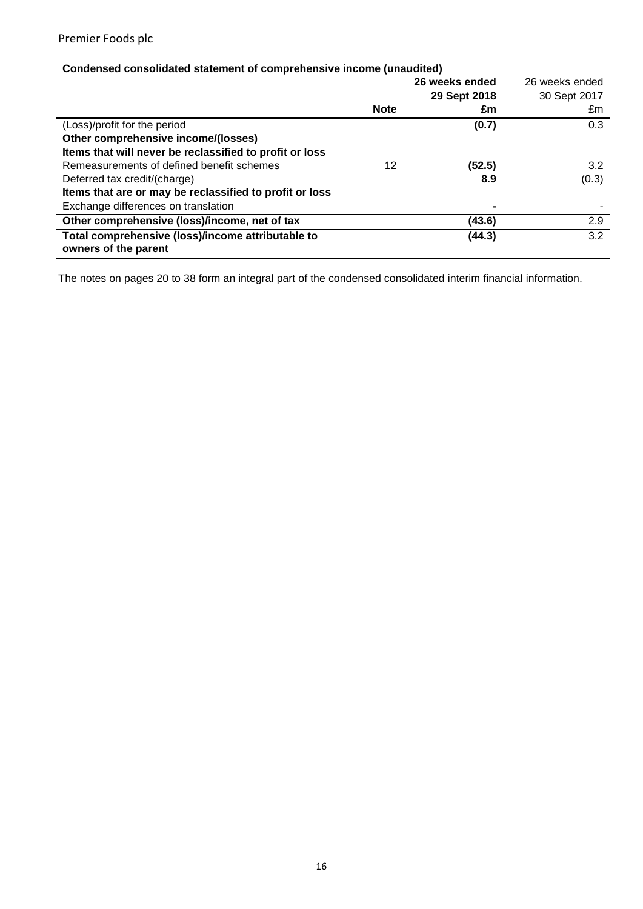Premier Foods plc

**Condensed consolidated statement of comprehensive income (unaudited)**

| | Note | **26 weeks ended 29 Sept 2018 £m** | 26 weeks ended 30 Sept 2017 £m |
|---|---|---|---|
| (Loss)/profit for the period | | **(0.7)** | 0.3 |
| **Other comprehensive income/(losses)** | | | |
| **Items that will never be reclassified to profit or loss** | | | |
| Remeasurements of defined benefit schemes | 12 | **(52.5)** | 3.2 |
| Deferred tax credit/(charge) | | **8.9** | (0.3) |
| **Items that are or may be reclassified to profit or loss** | | | |
| Exchange differences on translation | | **-** | - |
| **Other comprehensive (loss)/income, net of tax** | | **(43.6)** | 2.9 |
| **Total comprehensive (loss)/income attributable to owners of the parent** | | **(44.3)** | 3.2 |

The notes on pages 20 to 38 form an integral part of the condensed consolidated interim financial information.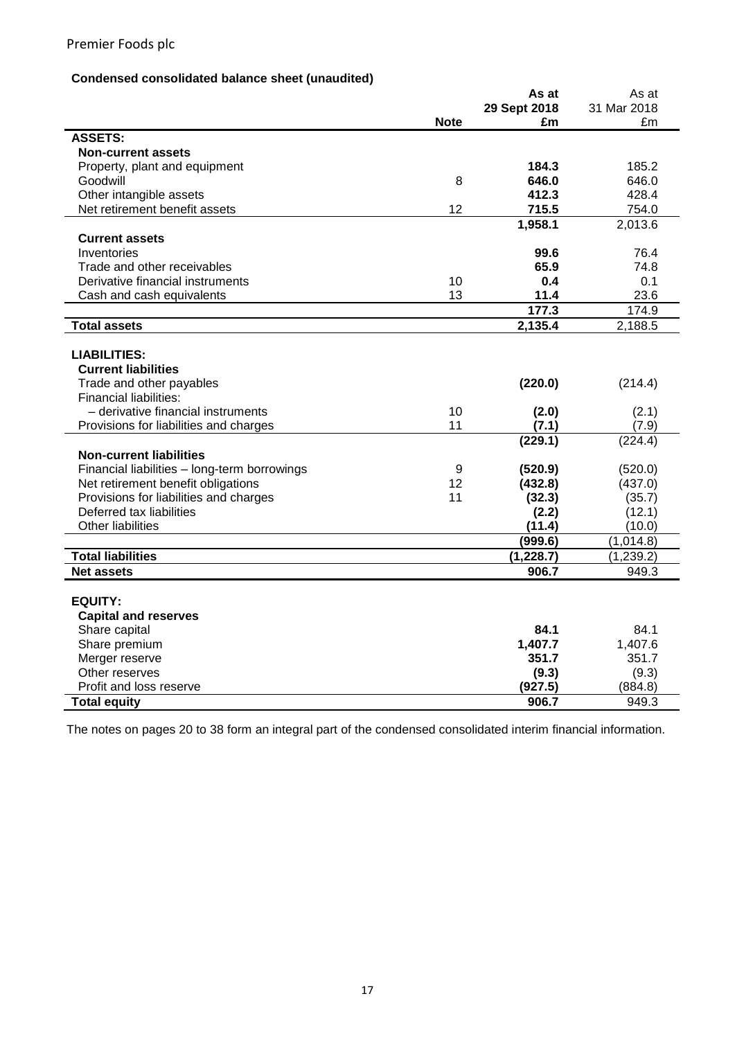Premier Foods plc

**Condensed consolidated balance sheet (unaudited)**

| | Note | As at 29 Sept 2018 £m | As at 31 Mar 2018 £m |
|---|---|---|---|
| **ASSETS:** | | | |
| **Non-current assets** | | | |
| Property, plant and equipment | | **184.3** | 185.2 |
| Goodwill | 8 | **646.0** | 646.0 |
| Other intangible assets | | **412.3** | 428.4 |
| Net retirement benefit assets | 12 | **715.5** | 754.0 |
| | | **1,958.1** | 2,013.6 |
| **Current assets** | | | |
| Inventories | | **99.6** | 76.4 |
| Trade and other receivables | | **65.9** | 74.8 |
| Derivative financial instruments | 10 | **0.4** | 0.1 |
| Cash and cash equivalents | 13 | **11.4** | 23.6 |
| | | **177.3** | 174.9 |
| **Total assets** | | **2,135.4** | 2,188.5 |
| | | | |
| **LIABILITIES:** | | | |
| **Current liabilities** | | | |
| Trade and other payables | | **(220.0)** | (214.4) |
| Financial liabilities: | | | |
| – derivative financial instruments | 10 | **(2.0)** | (2.1) |
| Provisions for liabilities and charges | 11 | **(7.1)** | (7.9) |
| | | **(229.1)** | (224.4) |
| **Non-current liabilities** | | | |
| Financial liabilities – long-term borrowings | 9 | **(520.9)** | (520.0) |
| Net retirement benefit obligations | 12 | **(432.8)** | (437.0) |
| Provisions for liabilities and charges | 11 | **(32.3)** | (35.7) |
| Deferred tax liabilities | | **(2.2)** | (12.1) |
| Other liabilities | | **(11.4)** | (10.0) |
| | | **(999.6)** | (1,014.8) |
| **Total liabilities** | | **(1,228.7)** | (1,239.2) |
| **Net assets** | | **906.7** | 949.3 |
| | | | |
| **EQUITY:** | | | |
| **Capital and reserves** | | | |
| Share capital | | **84.1** | 84.1 |
| Share premium | | **1,407.7** | 1,407.6 |
| Merger reserve | | **351.7** | 351.7 |
| Other reserves | | **(9.3)** | (9.3) |
| Profit and loss reserve | | **(927.5)** | (884.8) |
| **Total equity** | | **906.7** | 949.3 |

The notes on pages 20 to 38 form an integral part of the condensed consolidated interim financial information.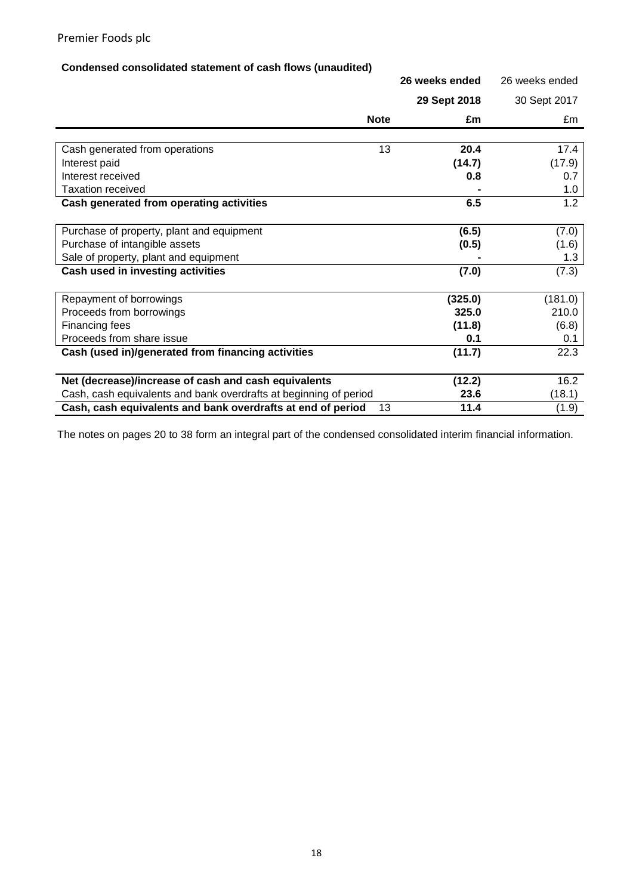## Condensed consolidated statement of cash flows (unaudited)

| | Note | 26 weeks ended 29 Sept 2018 £m | 26 weeks ended 30 Sept 2017 £m |
|---|---|---|---|
| Cash generated from operations | 13 | **20.4** | 17.4 |
| Interest paid | | **(14.7)** | (17.9) |
| Interest received | | **0.8** | 0.7 |
| Taxation received | | **-** | 1.0 |
| **Cash generated from operating activities** | | **6.5** | 1.2 |
| Purchase of property, plant and equipment | | **(6.5)** | (7.0) |
| Purchase of intangible assets | | **(0.5)** | (1.6) |
| Sale of property, plant and equipment | | **-** | 1.3 |
| **Cash used in investing activities** | | **(7.0)** | (7.3) |
| Repayment of borrowings | | **(325.0)** | (181.0) |
| Proceeds from borrowings | | **325.0** | 210.0 |
| Financing fees | | **(11.8)** | (6.8) |
| Proceeds from share issue | | **0.1** | 0.1 |
| **Cash (used in)/generated from financing activities** | | **(11.7)** | 22.3 |
| **Net (decrease)/increase of cash and cash equivalents** | | **(12.2)** | 16.2 |
| Cash, cash equivalents and bank overdrafts at beginning of period | | **23.6** | (18.1) |
| **Cash, cash equivalents and bank overdrafts at end of period** | 13 | **11.4** | (1.9) |

The notes on pages 20 to 38 form an integral part of the condensed consolidated interim financial information.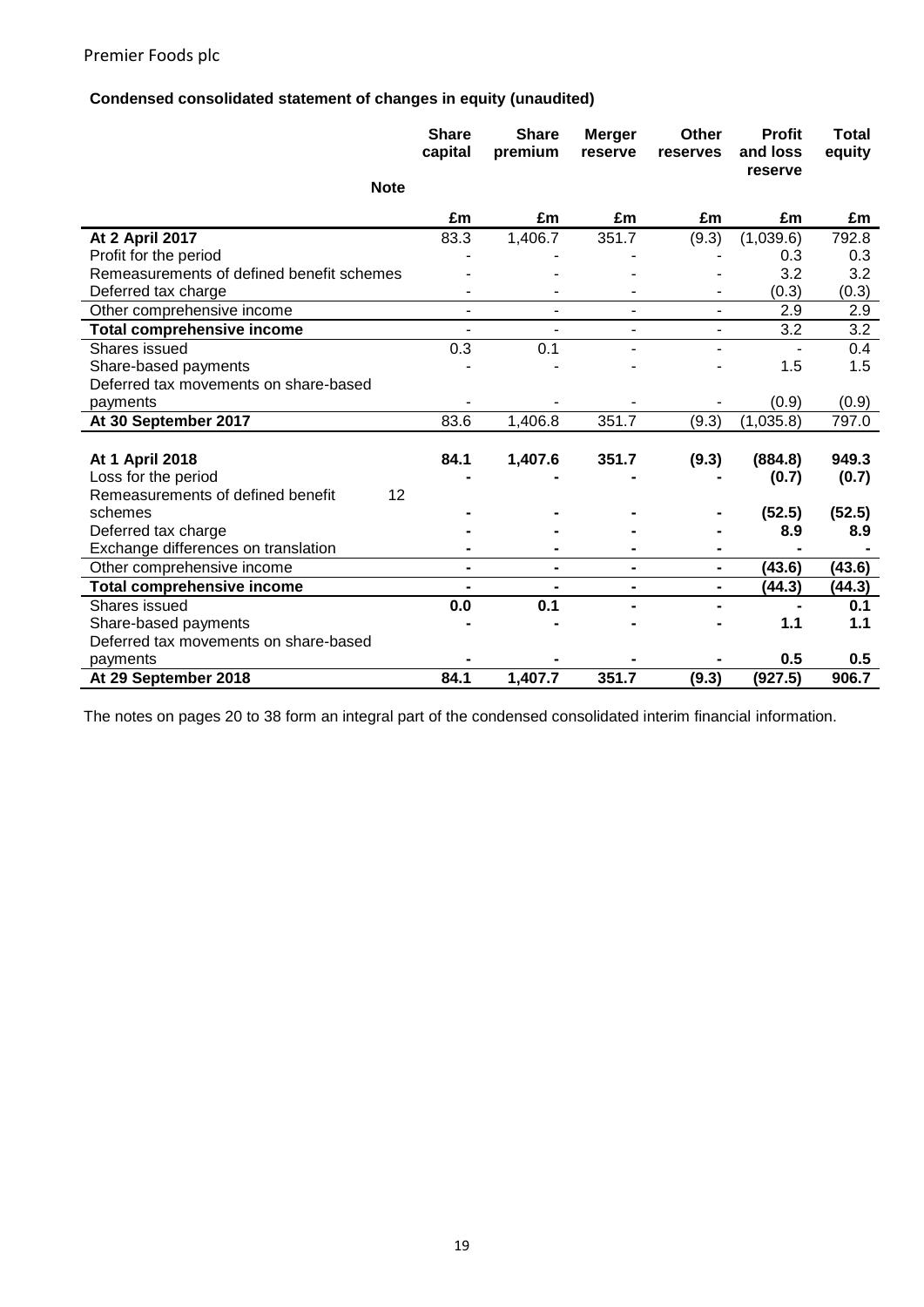Premier Foods plc

**Condensed consolidated statement of changes in equity (unaudited)**

| | Note | Share capital | Share premium | Merger reserve | Other reserves | Profit and loss reserve | Total equity |
|---|---|---|---|---|---|---|---|
| | | £m | £m | £m | £m | £m | £m |
| **At 2 April 2017** | | 83.3 | 1,406.7 | 351.7 | (9.3) | (1,039.6) | 792.8 |
| Profit for the period | | - | - | - | - | 0.3 | 0.3 |
| Remeasurements of defined benefit schemes | | - | - | - | - | 3.2 | 3.2 |
| Deferred tax charge | | - | - | - | - | (0.3) | (0.3) |
| Other comprehensive income | | - | - | - | - | 2.9 | 2.9 |
| **Total comprehensive income** | | - | - | - | - | 3.2 | 3.2 |
| Shares issued | | 0.3 | 0.1 | - | - | - | 0.4 |
| Share-based payments | | - | - | - | - | 1.5 | 1.5 |
| Deferred tax movements on share-based payments | | - | - | - | - | (0.9) | (0.9) |
| **At 30 September 2017** | | 83.6 | 1,406.8 | 351.7 | (9.3) | (1,035.8) | 797.0 |
| | | | | | | | |
| **At 1 April 2018** | | **84.1** | **1,407.6** | **351.7** | **(9.3)** | **(884.8)** | **949.3** |
| Loss for the period | | **-** | **-** | **-** | **-** | **(0.7)** | **(0.7)** |
| Remeasurements of defined benefit schemes | 12 | **-** | **-** | **-** | **-** | **(52.5)** | **(52.5)** |
| Deferred tax charge | | **-** | **-** | **-** | **-** | **8.9** | **8.9** |
| Exchange differences on translation | | **-** | **-** | **-** | **-** | **-** | **-** |
| Other comprehensive income | | **-** | **-** | **-** | **-** | **(43.6)** | **(43.6)** |
| **Total comprehensive income** | | **-** | **-** | **-** | **-** | **(44.3)** | **(44.3)** |
| Shares issued | | **0.0** | **0.1** | **-** | **-** | **-** | **0.1** |
| Share-based payments | | **-** | **-** | **-** | **-** | **1.1** | **1.1** |
| Deferred tax movements on share-based payments | | **-** | **-** | **-** | **-** | **0.5** | **0.5** |
| **At 29 September 2018** | | **84.1** | **1,407.7** | **351.7** | **(9.3)** | **(927.5)** | **906.7** |

The notes on pages 20 to 38 form an integral part of the condensed consolidated interim financial information.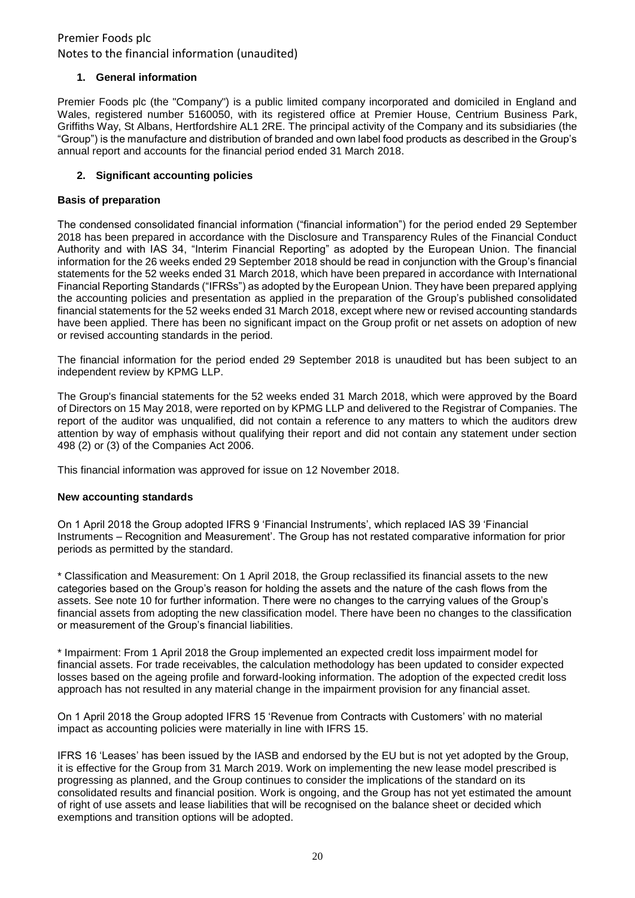Premier Foods plc
Notes to the financial information (unaudited)

## 1. General information

Premier Foods plc (the "Company") is a public limited company incorporated and domiciled in England and Wales, registered number 5160050, with its registered office at Premier House, Centrium Business Park, Griffiths Way, St Albans, Hertfordshire AL1 2RE. The principal activity of the Company and its subsidiaries (the "Group") is the manufacture and distribution of branded and own label food products as described in the Group's annual report and accounts for the financial period ended 31 March 2018.

## 2. Significant accounting policies

### Basis of preparation

The condensed consolidated financial information ("financial information") for the period ended 29 September 2018 has been prepared in accordance with the Disclosure and Transparency Rules of the Financial Conduct Authority and with IAS 34, "Interim Financial Reporting" as adopted by the European Union. The financial information for the 26 weeks ended 29 September 2018 should be read in conjunction with the Group's financial statements for the 52 weeks ended 31 March 2018, which have been prepared in accordance with International Financial Reporting Standards ("IFRSs") as adopted by the European Union. They have been prepared applying the accounting policies and presentation as applied in the preparation of the Group's published consolidated financial statements for the 52 weeks ended 31 March 2018, except where new or revised accounting standards have been applied. There has been no significant impact on the Group profit or net assets on adoption of new or revised accounting standards in the period.

The financial information for the period ended 29 September 2018 is unaudited but has been subject to an independent review by KPMG LLP.

The Group's financial statements for the 52 weeks ended 31 March 2018, which were approved by the Board of Directors on 15 May 2018, were reported on by KPMG LLP and delivered to the Registrar of Companies. The report of the auditor was unqualified, did not contain a reference to any matters to which the auditors drew attention by way of emphasis without qualifying their report and did not contain any statement under section 498 (2) or (3) of the Companies Act 2006.

This financial information was approved for issue on 12 November 2018.

### New accounting standards

On 1 April 2018 the Group adopted IFRS 9 'Financial Instruments', which replaced IAS 39 'Financial Instruments – Recognition and Measurement'. The Group has not restated comparative information for prior periods as permitted by the standard.

* Classification and Measurement: On 1 April 2018, the Group reclassified its financial assets to the new categories based on the Group's reason for holding the assets and the nature of the cash flows from the assets. See note 10 for further information. There were no changes to the carrying values of the Group's financial assets from adopting the new classification model. There have been no changes to the classification or measurement of the Group's financial liabilities.

* Impairment: From 1 April 2018 the Group implemented an expected credit loss impairment model for financial assets. For trade receivables, the calculation methodology has been updated to consider expected losses based on the ageing profile and forward-looking information. The adoption of the expected credit loss approach has not resulted in any material change in the impairment provision for any financial asset.

On 1 April 2018 the Group adopted IFRS 15 'Revenue from Contracts with Customers' with no material impact as accounting policies were materially in line with IFRS 15.

IFRS 16 'Leases' has been issued by the IASB and endorsed by the EU but is not yet adopted by the Group, it is effective for the Group from 31 March 2019. Work on implementing the new lease model prescribed is progressing as planned, and the Group continues to consider the implications of the standard on its consolidated results and financial position. Work is ongoing, and the Group has not yet estimated the amount of right of use assets and lease liabilities that will be recognised on the balance sheet or decided which exemptions and transition options will be adopted.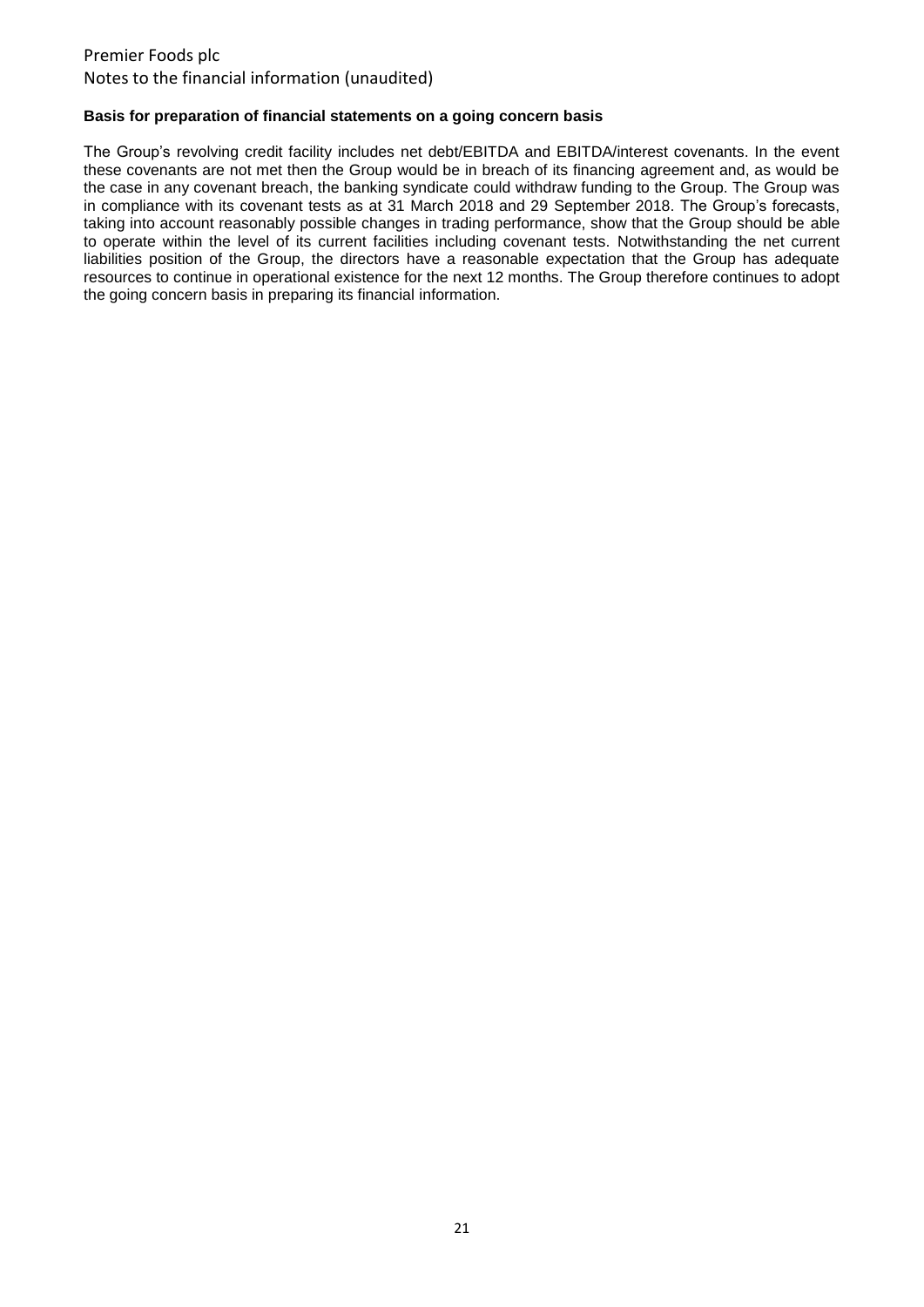**Basis for preparation of financial statements on a going concern basis**

The Group's revolving credit facility includes net debt/EBITDA and EBITDA/interest covenants. In the event these covenants are not met then the Group would be in breach of its financing agreement and, as would be the case in any covenant breach, the banking syndicate could withdraw funding to the Group. The Group was in compliance with its covenant tests as at 31 March 2018 and 29 September 2018. The Group's forecasts, taking into account reasonably possible changes in trading performance, show that the Group should be able to operate within the level of its current facilities including covenant tests. Notwithstanding the net current liabilities position of the Group, the directors have a reasonable expectation that the Group has adequate resources to continue in operational existence for the next 12 months. The Group therefore continues to adopt the going concern basis in preparing its financial information.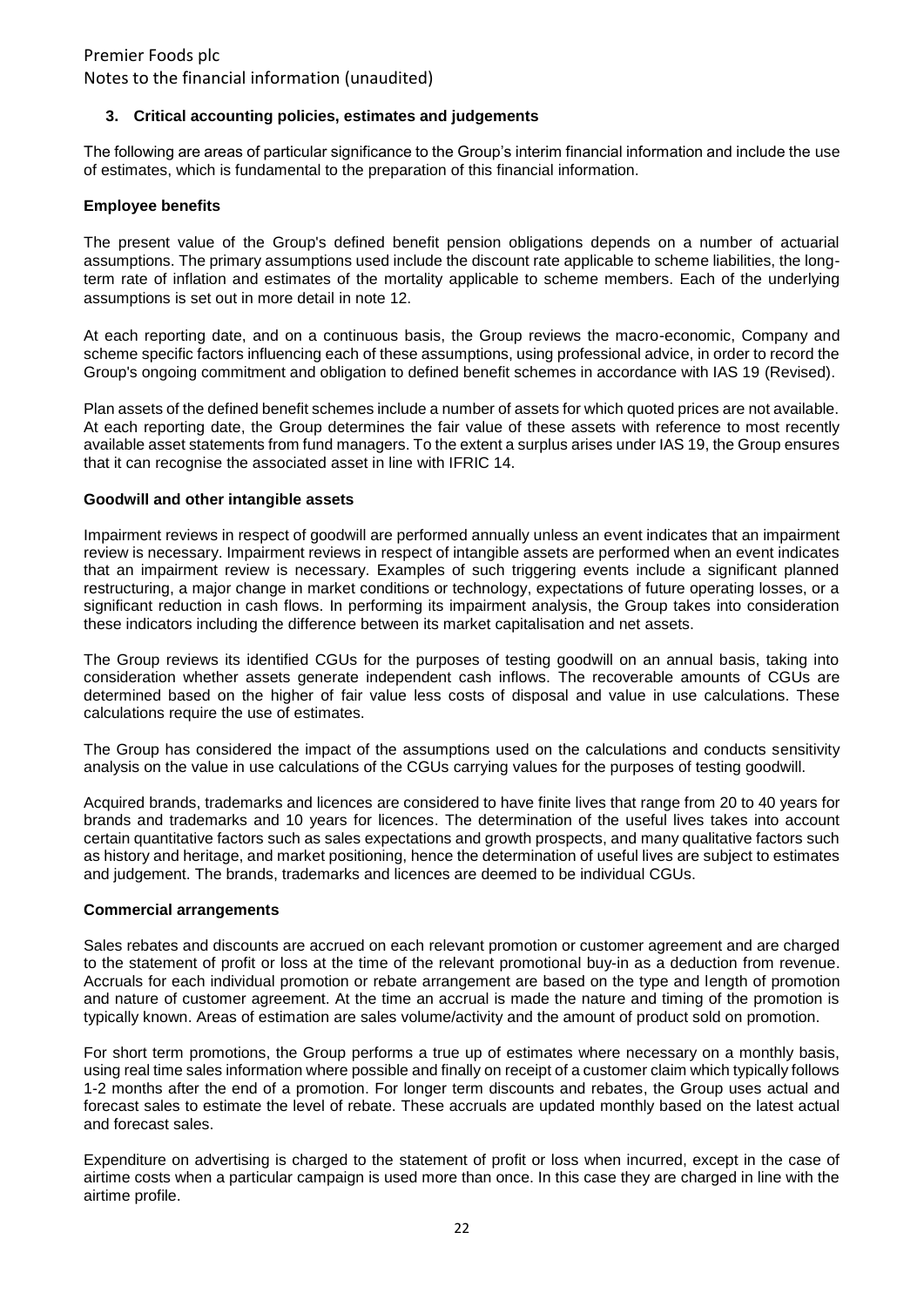### 3. Critical accounting policies, estimates and judgements

The following are areas of particular significance to the Group's interim financial information and include the use of estimates, which is fundamental to the preparation of this financial information.

#### Employee benefits

The present value of the Group's defined benefit pension obligations depends on a number of actuarial assumptions. The primary assumptions used include the discount rate applicable to scheme liabilities, the long-term rate of inflation and estimates of the mortality applicable to scheme members. Each of the underlying assumptions is set out in more detail in note 12.

At each reporting date, and on a continuous basis, the Group reviews the macro-economic, Company and scheme specific factors influencing each of these assumptions, using professional advice, in order to record the Group's ongoing commitment and obligation to defined benefit schemes in accordance with IAS 19 (Revised).

Plan assets of the defined benefit schemes include a number of assets for which quoted prices are not available. At each reporting date, the Group determines the fair value of these assets with reference to most recently available asset statements from fund managers. To the extent a surplus arises under IAS 19, the Group ensures that it can recognise the associated asset in line with IFRIC 14.

#### Goodwill and other intangible assets

Impairment reviews in respect of goodwill are performed annually unless an event indicates that an impairment review is necessary. Impairment reviews in respect of intangible assets are performed when an event indicates that an impairment review is necessary. Examples of such triggering events include a significant planned restructuring, a major change in market conditions or technology, expectations of future operating losses, or a significant reduction in cash flows. In performing its impairment analysis, the Group takes into consideration these indicators including the difference between its market capitalisation and net assets.

The Group reviews its identified CGUs for the purposes of testing goodwill on an annual basis, taking into consideration whether assets generate independent cash inflows. The recoverable amounts of CGUs are determined based on the higher of fair value less costs of disposal and value in use calculations. These calculations require the use of estimates.

The Group has considered the impact of the assumptions used on the calculations and conducts sensitivity analysis on the value in use calculations of the CGUs carrying values for the purposes of testing goodwill.

Acquired brands, trademarks and licences are considered to have finite lives that range from 20 to 40 years for brands and trademarks and 10 years for licences. The determination of the useful lives takes into account certain quantitative factors such as sales expectations and growth prospects, and many qualitative factors such as history and heritage, and market positioning, hence the determination of useful lives are subject to estimates and judgement. The brands, trademarks and licences are deemed to be individual CGUs.

#### Commercial arrangements

Sales rebates and discounts are accrued on each relevant promotion or customer agreement and are charged to the statement of profit or loss at the time of the relevant promotional buy-in as a deduction from revenue. Accruals for each individual promotion or rebate arrangement are based on the type and length of promotion and nature of customer agreement. At the time an accrual is made the nature and timing of the promotion is typically known. Areas of estimation are sales volume/activity and the amount of product sold on promotion.

For short term promotions, the Group performs a true up of estimates where necessary on a monthly basis, using real time sales information where possible and finally on receipt of a customer claim which typically follows 1-2 months after the end of a promotion. For longer term discounts and rebates, the Group uses actual and forecast sales to estimate the level of rebate. These accruals are updated monthly based on the latest actual and forecast sales.

Expenditure on advertising is charged to the statement of profit or loss when incurred, except in the case of airtime costs when a particular campaign is used more than once. In this case they are charged in line with the airtime profile.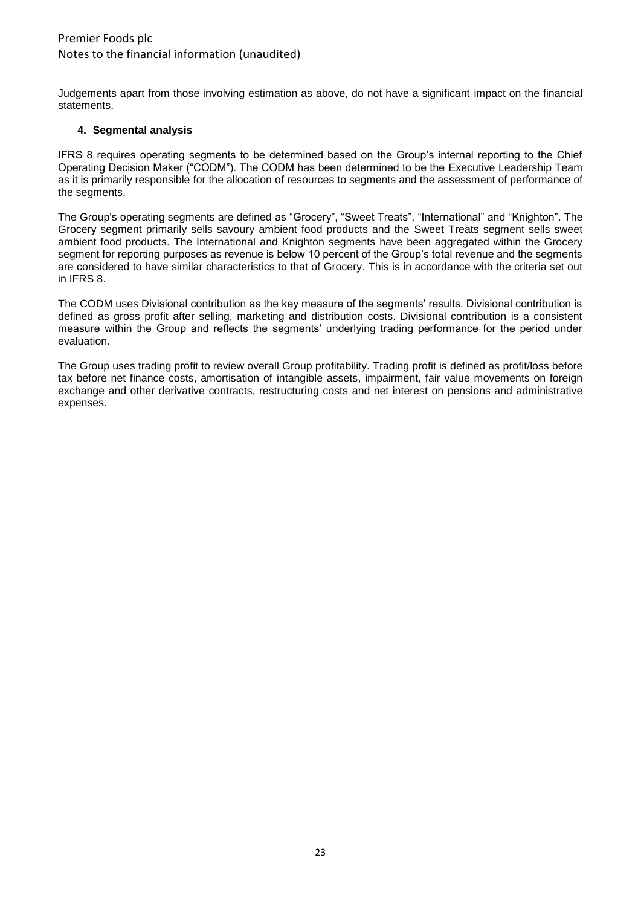Judgements apart from those involving estimation as above, do not have a significant impact on the financial statements.

## 4. Segmental analysis

IFRS 8 requires operating segments to be determined based on the Group's internal reporting to the Chief Operating Decision Maker ("CODM"). The CODM has been determined to be the Executive Leadership Team as it is primarily responsible for the allocation of resources to segments and the assessment of performance of the segments.

The Group's operating segments are defined as "Grocery", "Sweet Treats", "International" and "Knighton". The Grocery segment primarily sells savoury ambient food products and the Sweet Treats segment sells sweet ambient food products. The International and Knighton segments have been aggregated within the Grocery segment for reporting purposes as revenue is below 10 percent of the Group's total revenue and the segments are considered to have similar characteristics to that of Grocery. This is in accordance with the criteria set out in IFRS 8.

The CODM uses Divisional contribution as the key measure of the segments' results. Divisional contribution is defined as gross profit after selling, marketing and distribution costs. Divisional contribution is a consistent measure within the Group and reflects the segments' underlying trading performance for the period under evaluation.

The Group uses trading profit to review overall Group profitability. Trading profit is defined as profit/loss before tax before net finance costs, amortisation of intangible assets, impairment, fair value movements on foreign exchange and other derivative contracts, restructuring costs and net interest on pensions and administrative expenses.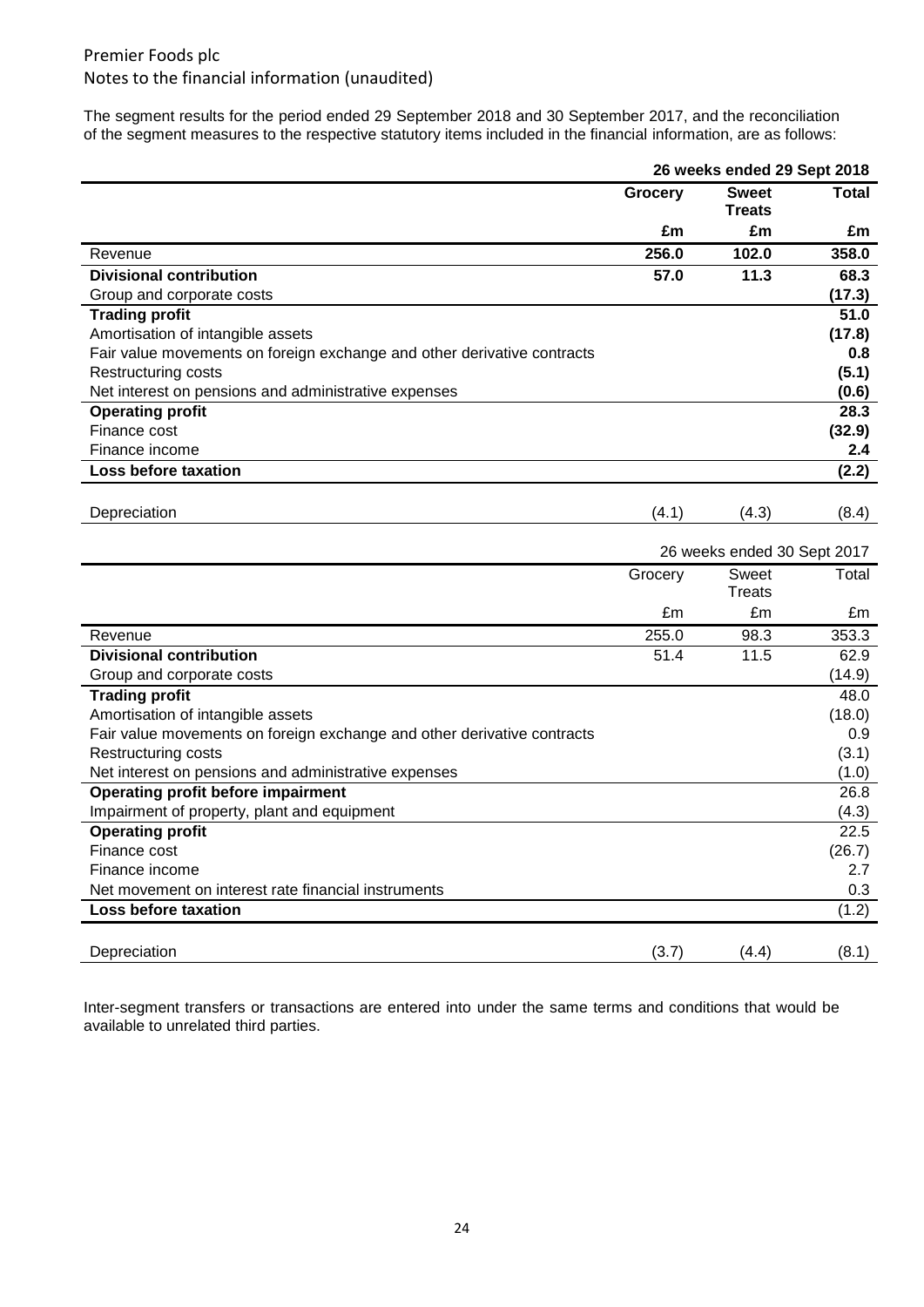Premier Foods plc
Notes to the financial information (unaudited)

The segment results for the period ended 29 September 2018 and 30 September 2017, and the reconciliation of the segment measures to the respective statutory items included in the financial information, are as follows:

| | 26 weeks ended 29 Sept 2018 | | |
|---|---|---|---|
| | **Grocery** | **Sweet Treats** | **Total** |
| | **£m** | **£m** | **£m** |
| Revenue | **256.0** | **102.0** | **358.0** |
| **Divisional contribution** | **57.0** | **11.3** | **68.3** |
| Group and corporate costs | | | **(17.3)** |
| **Trading profit** | | | **51.0** |
| Amortisation of intangible assets | | | **(17.8)** |
| Fair value movements on foreign exchange and other derivative contracts | | | **0.8** |
| Restructuring costs | | | **(5.1)** |
| Net interest on pensions and administrative expenses | | | **(0.6)** |
| **Operating profit** | | | **28.3** |
| Finance cost | | | **(32.9)** |
| Finance income | | | **2.4** |
| **Loss before taxation** | | | **(2.2)** |
| | | | |
| Depreciation | (4.1) | (4.3) | (8.4) |

| | 26 weeks ended 30 Sept 2017 | | |
|---|---|---|---|
| | Grocery | Sweet Treats | Total |
| | £m | £m | £m |
| Revenue | 255.0 | 98.3 | 353.3 |
| **Divisional contribution** | 51.4 | 11.5 | 62.9 |
| Group and corporate costs | | | (14.9) |
| **Trading profit** | | | 48.0 |
| Amortisation of intangible assets | | | (18.0) |
| Fair value movements on foreign exchange and other derivative contracts | | | 0.9 |
| Restructuring costs | | | (3.1) |
| Net interest on pensions and administrative expenses | | | (1.0) |
| **Operating profit before impairment** | | | 26.8 |
| Impairment of property, plant and equipment | | | (4.3) |
| **Operating profit** | | | 22.5 |
| Finance cost | | | (26.7) |
| Finance income | | | 2.7 |
| Net movement on interest rate financial instruments | | | 0.3 |
| **Loss before taxation** | | | (1.2) |
| | | | |
| Depreciation | (3.7) | (4.4) | (8.1) |

Inter-segment transfers or transactions are entered into under the same terms and conditions that would be available to unrelated third parties.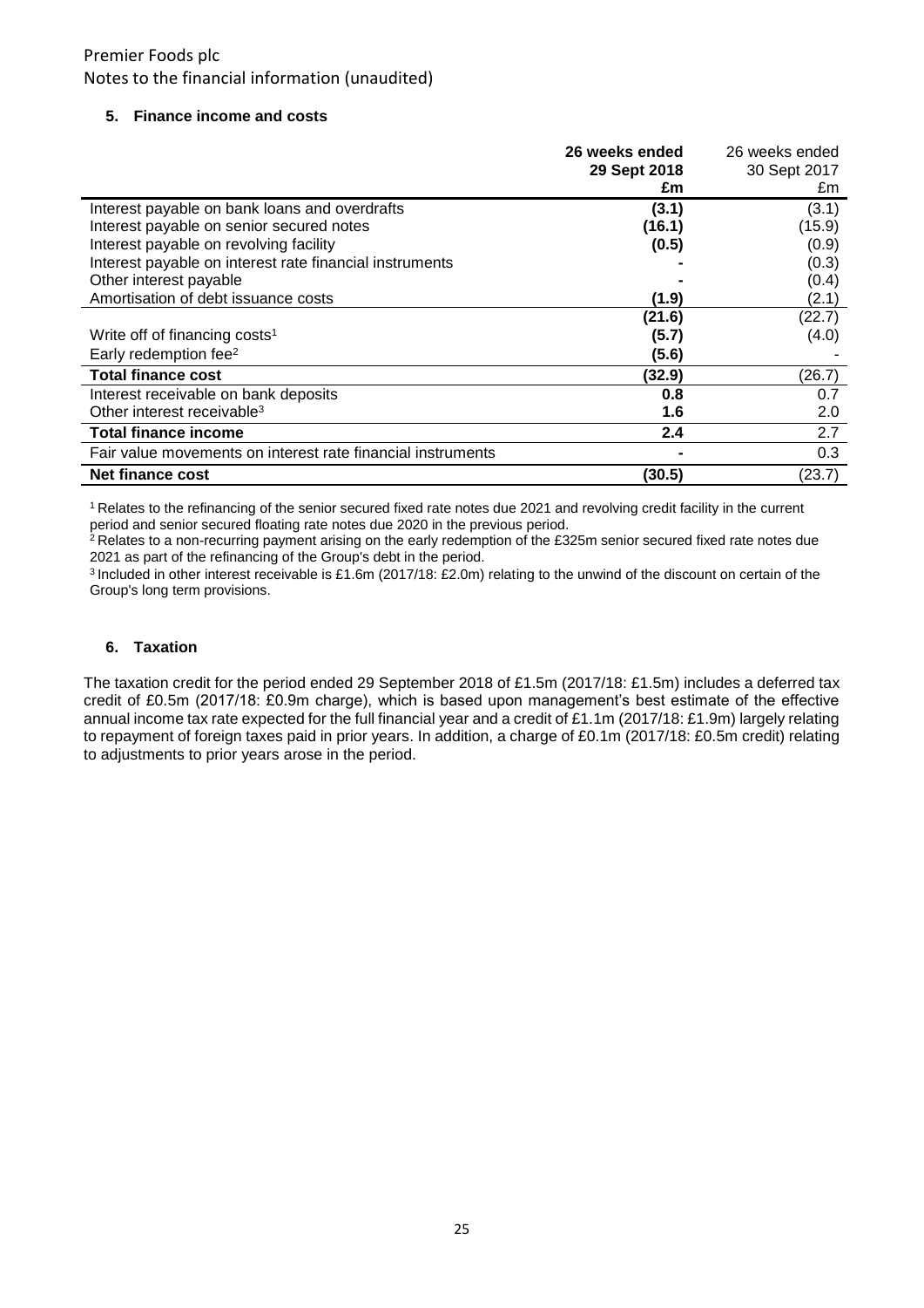Premier Foods plc
Notes to the financial information (unaudited)

## 5. Finance income and costs

| | **26 weeks ended 29 Sept 2018 £m** | 26 weeks ended 30 Sept 2017 £m |
|---|---|---|
| Interest payable on bank loans and overdrafts | **(3.1)** | (3.1) |
| Interest payable on senior secured notes | **(16.1)** | (15.9) |
| Interest payable on revolving facility | **(0.5)** | (0.9) |
| Interest payable on interest rate financial instruments | **-** | (0.3) |
| Other interest payable | **-** | (0.4) |
| Amortisation of debt issuance costs | **(1.9)** | (2.1) |
| | **(21.6)** | (22.7) |
| Write off of financing costs[1] | **(5.7)** | (4.0) |
| Early redemption fee[2] | **(5.6)** | - |
| **Total finance cost** | **(32.9)** | (26.7) |
| Interest receivable on bank deposits | **0.8** | 0.7 |
| Other interest receivable[3] | **1.6** | 2.0 |
| **Total finance income** | **2.4** | 2.7 |
| Fair value movements on interest rate financial instruments | **-** | 0.3 |
| **Net finance cost** | **(30.5)** | (23.7) |

[1] Relates to the refinancing of the senior secured fixed rate notes due 2021 and revolving credit facility in the current period and senior secured floating rate notes due 2020 in the previous period.
[2] Relates to a non-recurring payment arising on the early redemption of the £325m senior secured fixed rate notes due 2021 as part of the refinancing of the Group's debt in the period.
[3] Included in other interest receivable is £1.6m (2017/18: £2.0m) relating to the unwind of the discount on certain of the Group's long term provisions.

## 6. Taxation

The taxation credit for the period ended 29 September 2018 of £1.5m (2017/18: £1.5m) includes a deferred tax credit of £0.5m (2017/18: £0.9m charge), which is based upon management's best estimate of the effective annual income tax rate expected for the full financial year and a credit of £1.1m (2017/18: £1.9m) largely relating to repayment of foreign taxes paid in prior years. In addition, a charge of £0.1m (2017/18: £0.5m credit) relating to adjustments to prior years arose in the period.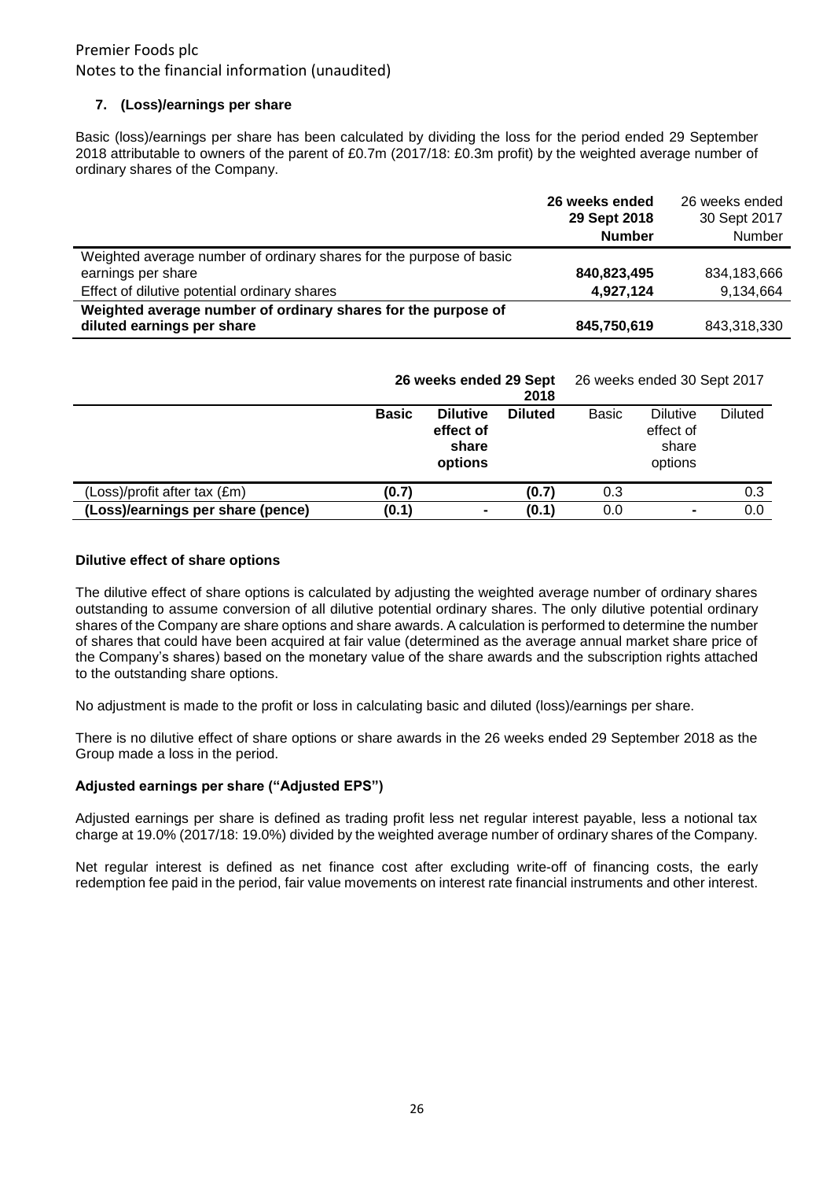### 7. (Loss)/earnings per share

Basic (loss)/earnings per share has been calculated by dividing the loss for the period ended 29 September 2018 attributable to owners of the parent of £0.7m (2017/18: £0.3m profit) by the weighted average number of ordinary shares of the Company.

| | **26 weeks ended 29 Sept 2018 Number** | 26 weeks ended 30 Sept 2017 Number |
|---|---|---|
| Weighted average number of ordinary shares for the purpose of basic earnings per share | **840,823,495** | 834,183,666 |
| Effect of dilutive potential ordinary shares | **4,927,124** | 9,134,664 |
| **Weighted average number of ordinary shares for the purpose of diluted earnings per share** | **845,750,619** | 843,318,330 |

| | **26 weeks ended 29 Sept 2018** | | | 26 weeks ended 30 Sept 2017 | | |
|---|---|---|---|---|---|---|
| | **Basic** | **Dilutive effect of share options** | **Diluted** | Basic | Dilutive effect of share options | Diluted |
| (Loss)/profit after tax (£m) | **(0.7)** | | **(0.7)** | 0.3 | | 0.3 |
| **(Loss)/earnings per share (pence)** | **(0.1)** | **-** | **(0.1)** | 0.0 | - | 0.0 |

**Dilutive effect of share options**

The dilutive effect of share options is calculated by adjusting the weighted average number of ordinary shares outstanding to assume conversion of all dilutive potential ordinary shares. The only dilutive potential ordinary shares of the Company are share options and share awards. A calculation is performed to determine the number of shares that could have been acquired at fair value (determined as the average annual market share price of the Company's shares) based on the monetary value of the share awards and the subscription rights attached to the outstanding share options.

No adjustment is made to the profit or loss in calculating basic and diluted (loss)/earnings per share.

There is no dilutive effect of share options or share awards in the 26 weeks ended 29 September 2018 as the Group made a loss in the period.

**Adjusted earnings per share ("Adjusted EPS")**

Adjusted earnings per share is defined as trading profit less net regular interest payable, less a notional tax charge at 19.0% (2017/18: 19.0%) divided by the weighted average number of ordinary shares of the Company.

Net regular interest is defined as net finance cost after excluding write-off of financing costs, the early redemption fee paid in the period, fair value movements on interest rate financial instruments and other interest.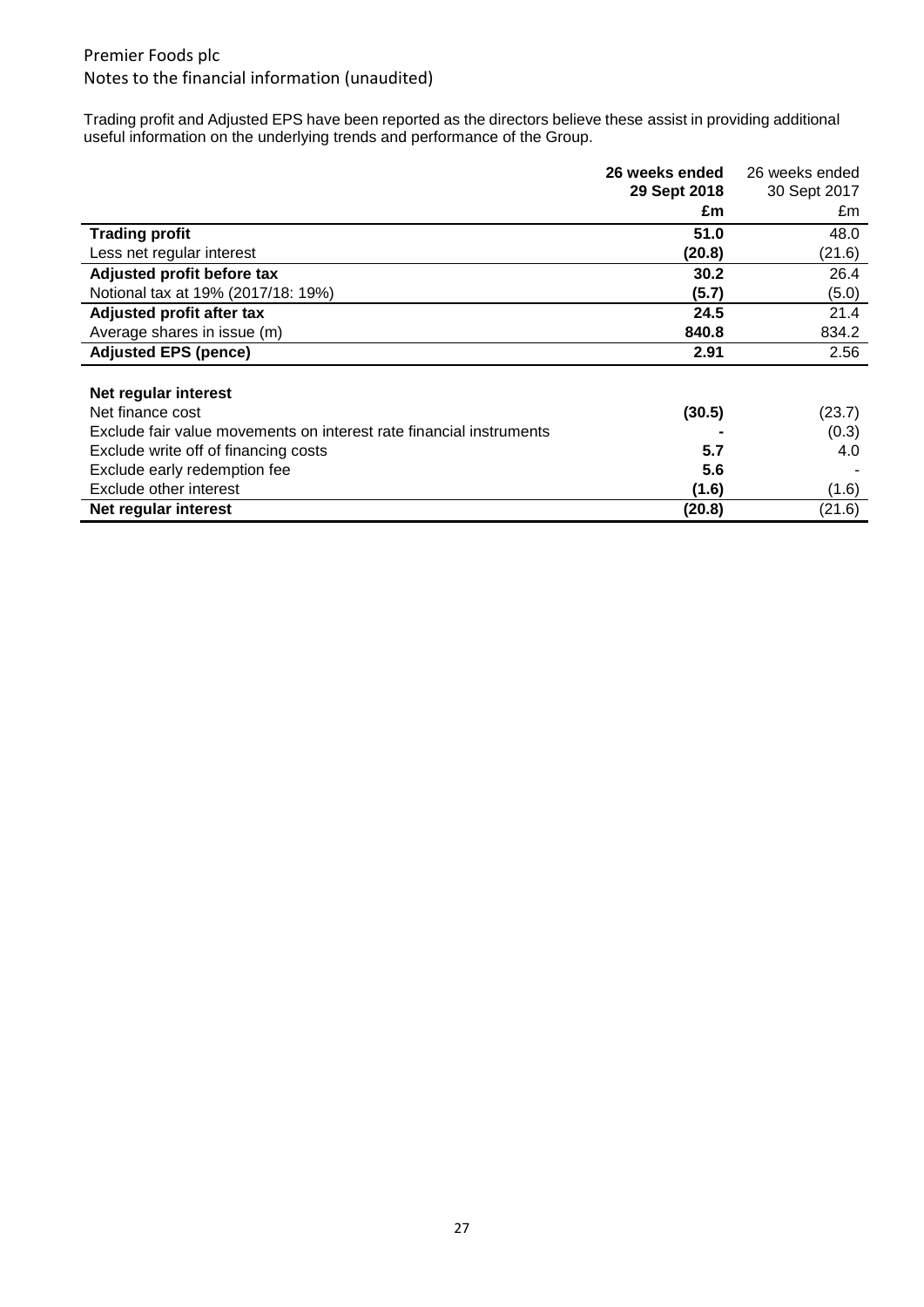Premier Foods plc
Notes to the financial information (unaudited)

Trading profit and Adjusted EPS have been reported as the directors believe these assist in providing additional useful information on the underlying trends and performance of the Group.

| | **26 weeks ended 29 Sept 2018** | 26 weeks ended 30 Sept 2017 |
|---|---|---|
| | **£m** | £m |
| **Trading profit** | **51.0** | 48.0 |
| Less net regular interest | **(20.8)** | (21.6) |
| **Adjusted profit before tax** | **30.2** | 26.4 |
| Notional tax at 19% (2017/18: 19%) | **(5.7)** | (5.0) |
| **Adjusted profit after tax** | **24.5** | 21.4 |
| Average shares in issue (m) | **840.8** | 834.2 |
| **Adjusted EPS (pence)** | **2.91** | 2.56 |
| | | |
| **Net regular interest** | | |
| Net finance cost | **(30.5)** | (23.7) |
| Exclude fair value movements on interest rate financial instruments | **-** | (0.3) |
| Exclude write off of financing costs | **5.7** | 4.0 |
| Exclude early redemption fee | **5.6** | - |
| Exclude other interest | **(1.6)** | (1.6) |
| **Net regular interest** | **(20.8)** | (21.6) |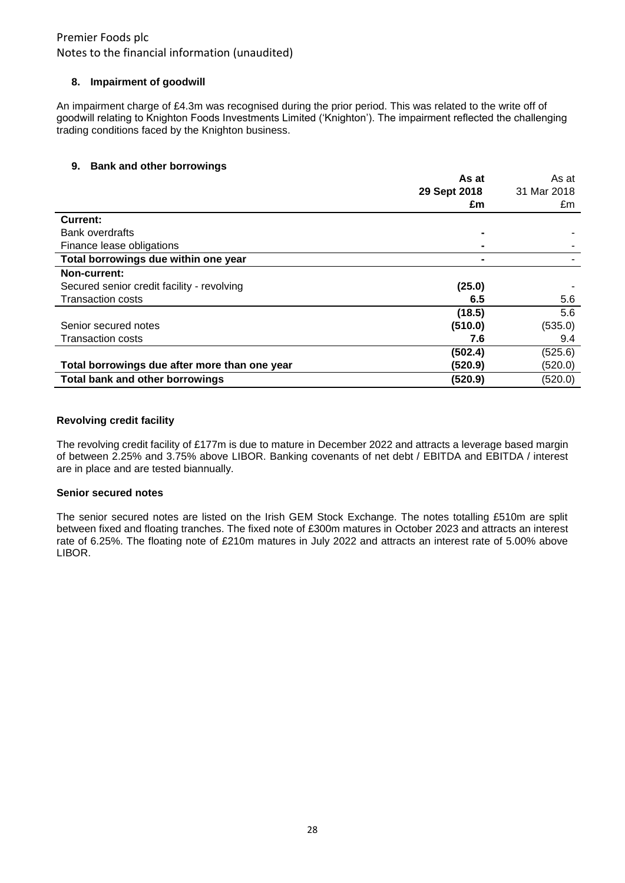Premier Foods plc
Notes to the financial information (unaudited)

### 8. Impairment of goodwill

An impairment charge of £4.3m was recognised during the prior period. This was related to the write off of goodwill relating to Knighton Foods Investments Limited ('Knighton'). The impairment reflected the challenging trading conditions faced by the Knighton business.

### 9. Bank and other borrowings

| | **As at 29 Sept 2018 £m** | As at 31 Mar 2018 £m |
|---|---|---|
| **Current:** | | |
| Bank overdrafts | **-** | - |
| Finance lease obligations | **-** | - |
| **Total borrowings due within one year** | **-** | - |
| **Non-current:** | | |
| Secured senior credit facility - revolving | **(25.0)** | - |
| Transaction costs | **6.5** | 5.6 |
| | **(18.5)** | 5.6 |
| Senior secured notes | **(510.0)** | (535.0) |
| Transaction costs | **7.6** | 9.4 |
| | **(502.4)** | (525.6) |
| **Total borrowings due after more than one year** | **(520.9)** | (520.0) |
| **Total bank and other borrowings** | **(520.9)** | (520.0) |

**Revolving credit facility**

The revolving credit facility of £177m is due to mature in December 2022 and attracts a leverage based margin of between 2.25% and 3.75% above LIBOR. Banking covenants of net debt / EBITDA and EBITDA / interest are in place and are tested biannually.

**Senior secured notes**

The senior secured notes are listed on the Irish GEM Stock Exchange. The notes totalling £510m are split between fixed and floating tranches. The fixed note of £300m matures in October 2023 and attracts an interest rate of 6.25%. The floating note of £210m matures in July 2022 and attracts an interest rate of 5.00% above LIBOR.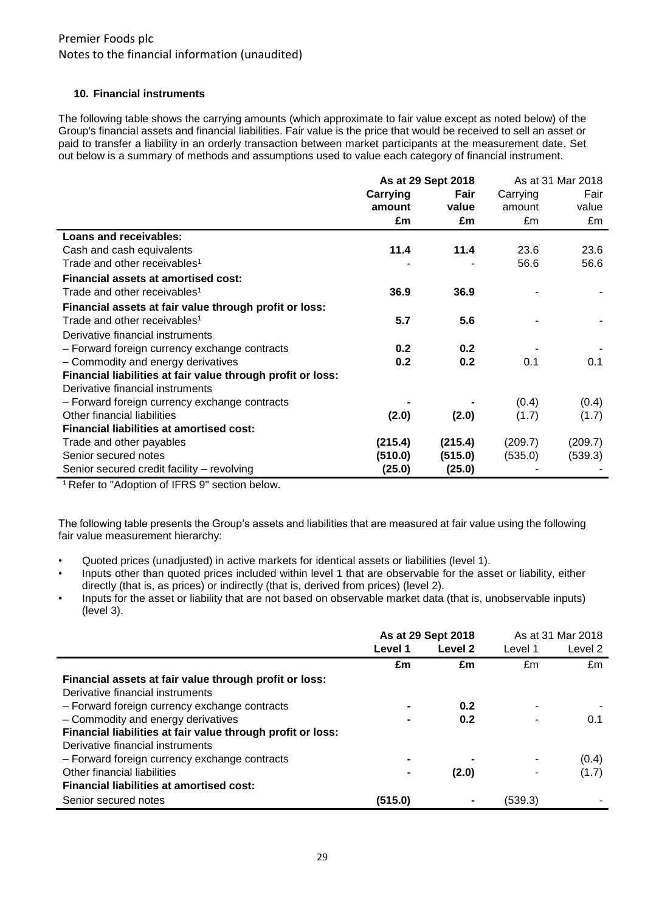#### 10. Financial instruments

The following table shows the carrying amounts (which approximate to fair value except as noted below) of the Group's financial assets and financial liabilities. Fair value is the price that would be received to sell an asset or paid to transfer a liability in an orderly transaction between market participants at the measurement date. Set out below is a summary of methods and assumptions used to value each category of financial instrument.

| | **As at 29 Sept 2018** | | As at 31 Mar 2018 | |
|---|---|---|---|---|
| | **Carrying amount** | **Fair value** | Carrying amount | Fair value |
| | **£m** | **£m** | £m | £m |
| **Loans and receivables:** | | | | |
| Cash and cash equivalents | **11.4** | **11.4** | 23.6 | 23.6 |
| Trade and other receivables[1] | - | - | 56.6 | 56.6 |
| **Financial assets at amortised cost:** | | | | |
| Trade and other receivables[1] | **36.9** | **36.9** | - | - |
| **Financial assets at fair value through profit or loss:** | | | | |
| Trade and other receivables[1] | **5.7** | **5.6** | - | - |
| Derivative financial instruments | | | | |
| – Forward foreign currency exchange contracts | **0.2** | **0.2** | - | - |
| – Commodity and energy derivatives | **0.2** | **0.2** | 0.1 | 0.1 |
| **Financial liabilities at fair value through profit or loss:** | | | | |
| Derivative financial instruments | | | | |
| – Forward foreign currency exchange contracts | **-** | **-** | (0.4) | (0.4) |
| Other financial liabilities | **(2.0)** | **(2.0)** | (1.7) | (1.7) |
| **Financial liabilities at amortised cost:** | | | | |
| Trade and other payables | **(215.4)** | **(215.4)** | (209.7) | (209.7) |
| Senior secured notes | **(510.0)** | **(515.0)** | (535.0) | (539.3) |
| Senior secured credit facility – revolving | **(25.0)** | **(25.0)** | - | - |

[1] Refer to "Adoption of IFRS 9" section below.

The following table presents the Group's assets and liabilities that are measured at fair value using the following fair value measurement hierarchy:

- Quoted prices (unadjusted) in active markets for identical assets or liabilities (level 1).
- Inputs other than quoted prices included within level 1 that are observable for the asset or liability, either directly (that is, as prices) or indirectly (that is, derived from prices) (level 2).
- Inputs for the asset or liability that are not based on observable market data (that is, unobservable inputs) (level 3).

| | **As at 29 Sept 2018** | | As at 31 Mar 2018 | |
|---|---|---|---|---|
| | **Level 1** | **Level 2** | Level 1 | Level 2 |
| | **£m** | **£m** | £m | £m |
| **Financial assets at fair value through profit or loss:** | | | | |
| Derivative financial instruments | | | | |
| – Forward foreign currency exchange contracts | **-** | **0.2** | - | - |
| – Commodity and energy derivatives | **-** | **0.2** | - | 0.1 |
| **Financial liabilities at fair value through profit or loss:** | | | | |
| Derivative financial instruments | | | | |
| – Forward foreign currency exchange contracts | **-** | **-** | - | (0.4) |
| Other financial liabilities | **-** | **(2.0)** | - | (1.7) |
| **Financial liabilities at amortised cost:** | | | | |
| Senior secured notes | **(515.0)** | **-** | (539.3) | - |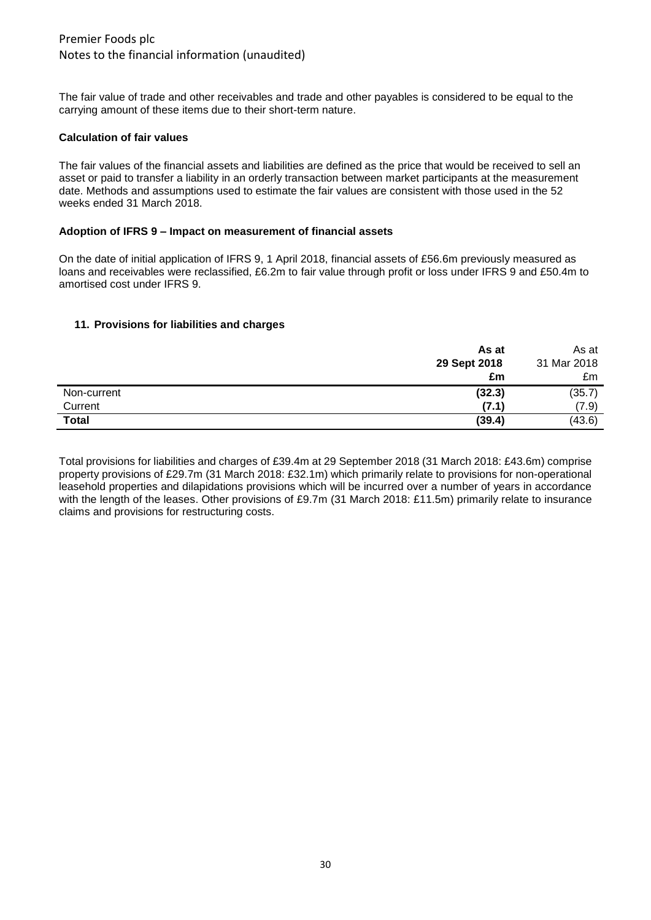The fair value of trade and other receivables and trade and other payables is considered to be equal to the carrying amount of these items due to their short-term nature.

**Calculation of fair values**

The fair values of the financial assets and liabilities are defined as the price that would be received to sell an asset or paid to transfer a liability in an orderly transaction between market participants at the measurement date. Methods and assumptions used to estimate the fair values are consistent with those used in the 52 weeks ended 31 March 2018.

**Adoption of IFRS 9 – Impact on measurement of financial assets**

On the date of initial application of IFRS 9, 1 April 2018, financial assets of £56.6m previously measured as loans and receivables were reclassified, £6.2m to fair value through profit or loss under IFRS 9 and £50.4m to amortised cost under IFRS 9.

## 11. Provisions for liabilities and charges

| | **As at 29 Sept 2018 £m** | As at 31 Mar 2018 £m |
|---|---|---|
| Non-current | **(32.3)** | (35.7) |
| Current | **(7.1)** | (7.9) |
| **Total** | **(39.4)** | (43.6) |

Total provisions for liabilities and charges of £39.4m at 29 September 2018 (31 March 2018: £43.6m) comprise property provisions of £29.7m (31 March 2018: £32.1m) which primarily relate to provisions for non-operational leasehold properties and dilapidations provisions which will be incurred over a number of years in accordance with the length of the leases. Other provisions of £9.7m (31 March 2018: £11.5m) primarily relate to insurance claims and provisions for restructuring costs.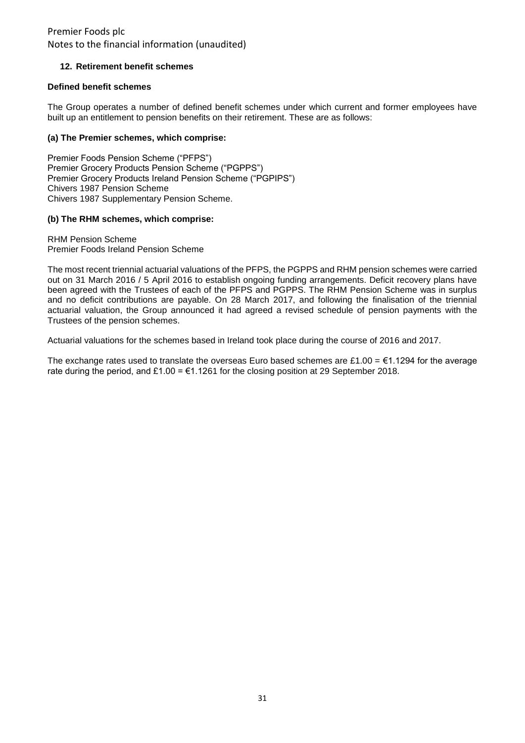## 12. Retirement benefit schemes

### Defined benefit schemes

The Group operates a number of defined benefit schemes under which current and former employees have built up an entitlement to pension benefits on their retirement. These are as follows:

#### (a) The Premier schemes, which comprise:

Premier Foods Pension Scheme ("PFPS")
Premier Grocery Products Pension Scheme ("PGPPS")
Premier Grocery Products Ireland Pension Scheme ("PGPIPS")
Chivers 1987 Pension Scheme
Chivers 1987 Supplementary Pension Scheme.

#### (b) The RHM schemes, which comprise:

RHM Pension Scheme
Premier Foods Ireland Pension Scheme

The most recent triennial actuarial valuations of the PFPS, the PGPPS and RHM pension schemes were carried out on 31 March 2016 / 5 April 2016 to establish ongoing funding arrangements. Deficit recovery plans have been agreed with the Trustees of each of the PFPS and PGPPS. The RHM Pension Scheme was in surplus and no deficit contributions are payable. On 28 March 2017, and following the finalisation of the triennial actuarial valuation, the Group announced it had agreed a revised schedule of pension payments with the Trustees of the pension schemes.

Actuarial valuations for the schemes based in Ireland took place during the course of 2016 and 2017.

The exchange rates used to translate the overseas Euro based schemes are £1.00 = €1.1294 for the average rate during the period, and £1.00 = €1.1261 for the closing position at 29 September 2018.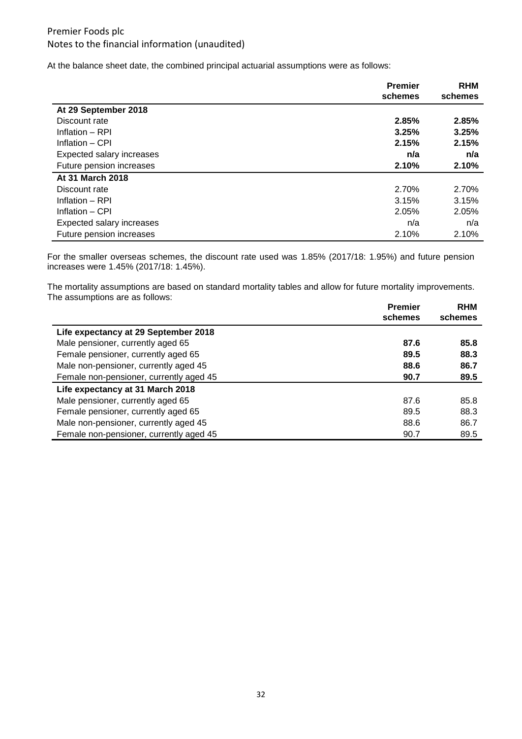Premier Foods plc
Notes to the financial information (unaudited)

At the balance sheet date, the combined principal actuarial assumptions were as follows:

| | Premier schemes | RHM schemes |
|---|---|---|
| **At 29 September 2018** | | |
| Discount rate | **2.85%** | **2.85%** |
| Inflation – RPI | **3.25%** | **3.25%** |
| Inflation – CPI | **2.15%** | **2.15%** |
| Expected salary increases | **n/a** | **n/a** |
| Future pension increases | **2.10%** | **2.10%** |
| **At 31 March 2018** | | |
| Discount rate | 2.70% | 2.70% |
| Inflation – RPI | 3.15% | 3.15% |
| Inflation – CPI | 2.05% | 2.05% |
| Expected salary increases | n/a | n/a |
| Future pension increases | 2.10% | 2.10% |

For the smaller overseas schemes, the discount rate used was 1.85% (2017/18: 1.95%) and future pension increases were 1.45% (2017/18: 1.45%).

The mortality assumptions are based on standard mortality tables and allow for future mortality improvements. The assumptions are as follows:

| | Premier schemes | RHM schemes |
|---|---|---|
| **Life expectancy at 29 September 2018** | | |
| Male pensioner, currently aged 65 | **87.6** | **85.8** |
| Female pensioner, currently aged 65 | **89.5** | **88.3** |
| Male non-pensioner, currently aged 45 | **88.6** | **86.7** |
| Female non-pensioner, currently aged 45 | **90.7** | **89.5** |
| **Life expectancy at 31 March 2018** | | |
| Male pensioner, currently aged 65 | 87.6 | 85.8 |
| Female pensioner, currently aged 65 | 89.5 | 88.3 |
| Male non-pensioner, currently aged 45 | 88.6 | 86.7 |
| Female non-pensioner, currently aged 45 | 90.7 | 89.5 |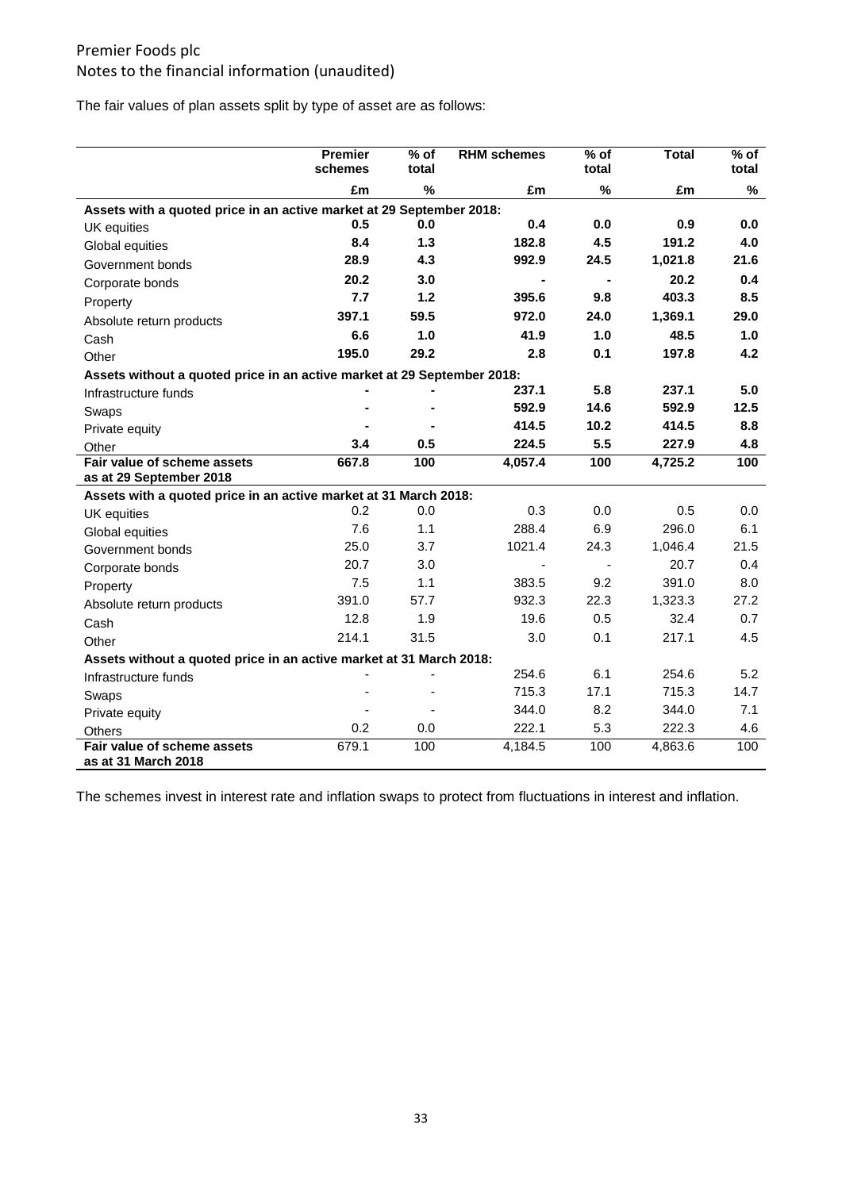The fair values of plan assets split by type of asset are as follows:

| | Premier schemes | % of total | RHM schemes | % of total | Total | % of total |
|---|---|---|---|---|---|---|
| | £m | % | £m | % | £m | % |
| **Assets with a quoted price in an active market at 29 September 2018:** | | | | | | |
| UK equities | **0.5** | **0.0** | **0.4** | **0.0** | **0.9** | **0.0** |
| Global equities | **8.4** | **1.3** | **182.8** | **4.5** | **191.2** | **4.0** |
| Government bonds | **28.9** | **4.3** | **992.9** | **24.5** | **1,021.8** | **21.6** |
| Corporate bonds | **20.2** | **3.0** | **-** | **-** | **20.2** | **0.4** |
| Property | **7.7** | **1.2** | **395.6** | **9.8** | **403.3** | **8.5** |
| Absolute return products | **397.1** | **59.5** | **972.0** | **24.0** | **1,369.1** | **29.0** |
| Cash | **6.6** | **1.0** | **41.9** | **1.0** | **48.5** | **1.0** |
| Other | **195.0** | **29.2** | **2.8** | **0.1** | **197.8** | **4.2** |
| **Assets without a quoted price in an active market at 29 September 2018:** | | | | | | |
| Infrastructure funds | **-** | **-** | **237.1** | **5.8** | **237.1** | **5.0** |
| Swaps | **-** | **-** | **592.9** | **14.6** | **592.9** | **12.5** |
| Private equity | **-** | **-** | **414.5** | **10.2** | **414.5** | **8.8** |
| Other | **3.4** | **0.5** | **224.5** | **5.5** | **227.9** | **4.8** |
| **Fair value of scheme assets as at 29 September 2018** | **667.8** | **100** | **4,057.4** | **100** | **4,725.2** | **100** |
| **Assets with a quoted price in an active market at 31 March 2018:** | | | | | | |
| UK equities | 0.2 | 0.0 | 0.3 | 0.0 | 0.5 | 0.0 |
| Global equities | 7.6 | 1.1 | 288.4 | 6.9 | 296.0 | 6.1 |
| Government bonds | 25.0 | 3.7 | 1021.4 | 24.3 | 1,046.4 | 21.5 |
| Corporate bonds | 20.7 | 3.0 | - | - | 20.7 | 0.4 |
| Property | 7.5 | 1.1 | 383.5 | 9.2 | 391.0 | 8.0 |
| Absolute return products | 391.0 | 57.7 | 932.3 | 22.3 | 1,323.3 | 27.2 |
| Cash | 12.8 | 1.9 | 19.6 | 0.5 | 32.4 | 0.7 |
| Other | 214.1 | 31.5 | 3.0 | 0.1 | 217.1 | 4.5 |
| **Assets without a quoted price in an active market at 31 March 2018:** | | | | | | |
| Infrastructure funds | - | - | 254.6 | 6.1 | 254.6 | 5.2 |
| Swaps | - | - | 715.3 | 17.1 | 715.3 | 14.7 |
| Private equity | - | - | 344.0 | 8.2 | 344.0 | 7.1 |
| Others | 0.2 | 0.0 | 222.1 | 5.3 | 222.3 | 4.6 |
| **Fair value of scheme assets as at 31 March 2018** | 679.1 | 100 | 4,184.5 | 100 | 4,863.6 | 100 |

The schemes invest in interest rate and inflation swaps to protect from fluctuations in interest and inflation.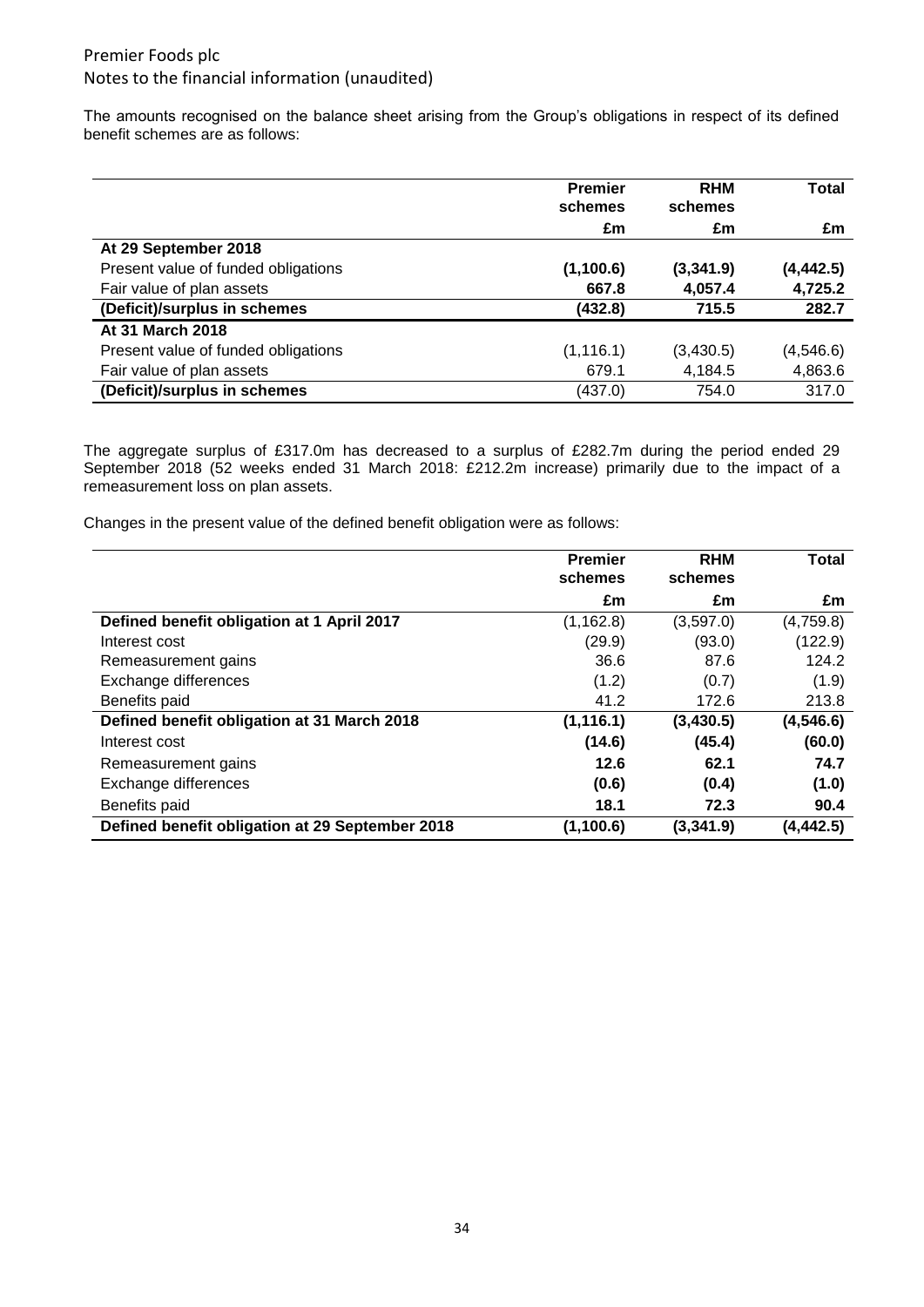The amounts recognised on the balance sheet arising from the Group's obligations in respect of its defined benefit schemes are as follows:

| | Premier schemes | RHM schemes | Total |
|---|---|---|---|
| | £m | £m | £m |
| **At 29 September 2018** | | | |
| Present value of funded obligations | **(1,100.6)** | **(3,341.9)** | **(4,442.5)** |
| Fair value of plan assets | **667.8** | **4,057.4** | **4,725.2** |
| **(Deficit)/surplus in schemes** | **(432.8)** | **715.5** | **282.7** |
| **At 31 March 2018** | | | |
| Present value of funded obligations | (1,116.1) | (3,430.5) | (4,546.6) |
| Fair value of plan assets | 679.1 | 4,184.5 | 4,863.6 |
| **(Deficit)/surplus in schemes** | (437.0) | 754.0 | 317.0 |

The aggregate surplus of £317.0m has decreased to a surplus of £282.7m during the period ended 29 September 2018 (52 weeks ended 31 March 2018: £212.2m increase) primarily due to the impact of a remeasurement loss on plan assets.

Changes in the present value of the defined benefit obligation were as follows:

| | Premier schemes | RHM schemes | Total |
|---|---|---|---|
| | £m | £m | £m |
| **Defined benefit obligation at 1 April 2017** | (1,162.8) | (3,597.0) | (4,759.8) |
| Interest cost | (29.9) | (93.0) | (122.9) |
| Remeasurement gains | 36.6 | 87.6 | 124.2 |
| Exchange differences | (1.2) | (0.7) | (1.9) |
| Benefits paid | 41.2 | 172.6 | 213.8 |
| **Defined benefit obligation at 31 March 2018** | **(1,116.1)** | **(3,430.5)** | **(4,546.6)** |
| Interest cost | **(14.6)** | **(45.4)** | **(60.0)** |
| Remeasurement gains | **12.6** | **62.1** | **74.7** |
| Exchange differences | **(0.6)** | **(0.4)** | **(1.0)** |
| Benefits paid | **18.1** | **72.3** | **90.4** |
| **Defined benefit obligation at 29 September 2018** | **(1,100.6)** | **(3,341.9)** | **(4,442.5)** |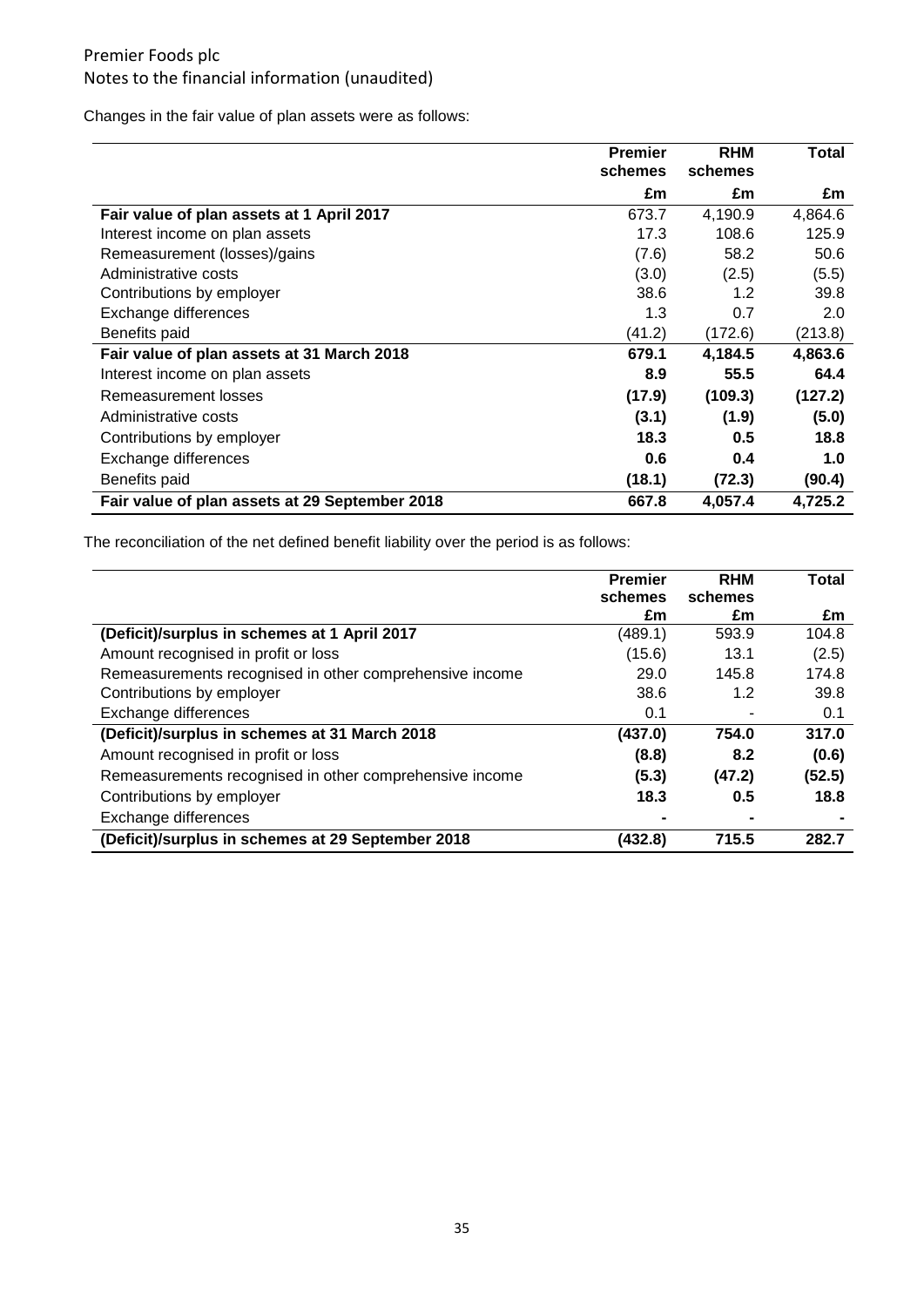Premier Foods plc
Notes to the financial information (unaudited)

Changes in the fair value of plan assets were as follows:

| | Premier schemes | RHM schemes | Total |
|---|---|---|---|
| | £m | £m | £m |
| **Fair value of plan assets at 1 April 2017** | 673.7 | 4,190.9 | 4,864.6 |
| Interest income on plan assets | 17.3 | 108.6 | 125.9 |
| Remeasurement (losses)/gains | (7.6) | 58.2 | 50.6 |
| Administrative costs | (3.0) | (2.5) | (5.5) |
| Contributions by employer | 38.6 | 1.2 | 39.8 |
| Exchange differences | 1.3 | 0.7 | 2.0 |
| Benefits paid | (41.2) | (172.6) | (213.8) |
| **Fair value of plan assets at 31 March 2018** | **679.1** | **4,184.5** | **4,863.6** |
| Interest income on plan assets | **8.9** | **55.5** | **64.4** |
| Remeasurement losses | **(17.9)** | **(109.3)** | **(127.2)** |
| Administrative costs | **(3.1)** | **(1.9)** | **(5.0)** |
| Contributions by employer | **18.3** | **0.5** | **18.8** |
| Exchange differences | **0.6** | **0.4** | **1.0** |
| Benefits paid | **(18.1)** | **(72.3)** | **(90.4)** |
| **Fair value of plan assets at 29 September 2018** | **667.8** | **4,057.4** | **4,725.2** |

The reconciliation of the net defined benefit liability over the period is as follows:

| | Premier schemes | RHM schemes | Total |
|---|---|---|---|
| | £m | £m | £m |
| **(Deficit)/surplus in schemes at 1 April 2017** | (489.1) | 593.9 | 104.8 |
| Amount recognised in profit or loss | (15.6) | 13.1 | (2.5) |
| Remeasurements recognised in other comprehensive income | 29.0 | 145.8 | 174.8 |
| Contributions by employer | 38.6 | 1.2 | 39.8 |
| Exchange differences | 0.1 | - | 0.1 |
| **(Deficit)/surplus in schemes at 31 March 2018** | **(437.0)** | **754.0** | **317.0** |
| Amount recognised in profit or loss | **(8.8)** | **8.2** | **(0.6)** |
| Remeasurements recognised in other comprehensive income | **(5.3)** | **(47.2)** | **(52.5)** |
| Contributions by employer | **18.3** | **0.5** | **18.8** |
| Exchange differences | **-** | **-** | **-** |
| **(Deficit)/surplus in schemes at 29 September 2018** | **(432.8)** | **715.5** | **282.7** |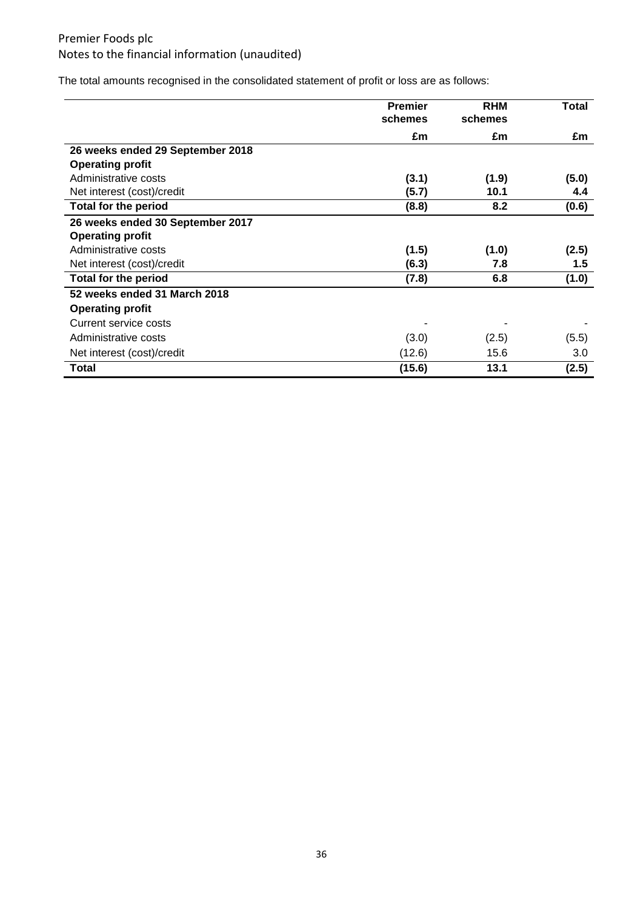The total amounts recognised in the consolidated statement of profit or loss are as follows:

| | Premier schemes | RHM schemes | Total |
|---|---|---|---|
| | £m | £m | £m |
| **26 weeks ended 29 September 2018** | | | |
| **Operating profit** | | | |
| Administrative costs | **(3.1)** | **(1.9)** | **(5.0)** |
| Net interest (cost)/credit | **(5.7)** | **10.1** | **4.4** |
| **Total for the period** | **(8.8)** | **8.2** | **(0.6)** |
| **26 weeks ended 30 September 2017** | | | |
| **Operating profit** | | | |
| Administrative costs | **(1.5)** | **(1.0)** | **(2.5)** |
| Net interest (cost)/credit | **(6.3)** | **7.8** | **1.5** |
| **Total for the period** | **(7.8)** | **6.8** | **(1.0)** |
| **52 weeks ended 31 March 2018** | | | |
| **Operating profit** | | | |
| Current service costs | - | - | - |
| Administrative costs | (3.0) | (2.5) | (5.5) |
| Net interest (cost)/credit | (12.6) | 15.6 | 3.0 |
| **Total** | **(15.6)** | **13.1** | **(2.5)** |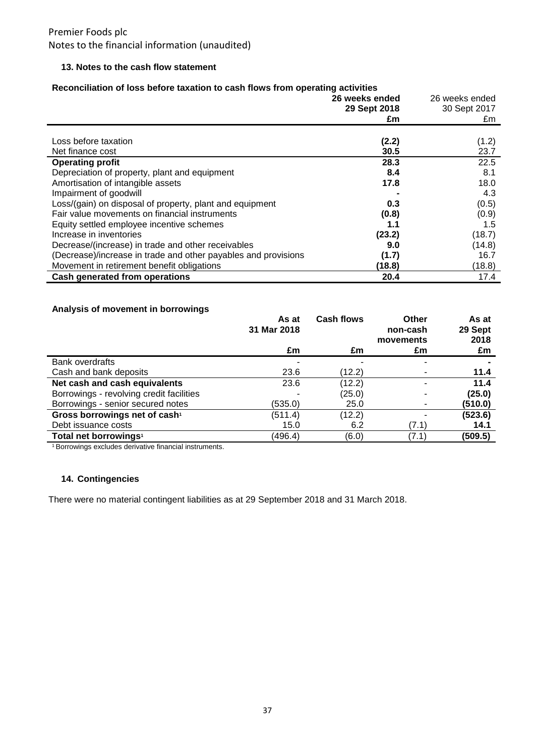### 13. Notes to the cash flow statement

**Reconciliation of loss before taxation to cash flows from operating activities**

| | **26 weeks ended 29 Sept 2018** | 26 weeks ended 30 Sept 2017 |
|---|---|---|
| | **£m** | £m |
| Loss before taxation | **(2.2)** | (1.2) |
| Net finance cost | **30.5** | 23.7 |
| **Operating profit** | **28.3** | 22.5 |
| Depreciation of property, plant and equipment | **8.4** | 8.1 |
| Amortisation of intangible assets | **17.8** | 18.0 |
| Impairment of goodwill | **-** | 4.3 |
| Loss/(gain) on disposal of property, plant and equipment | **0.3** | (0.5) |
| Fair value movements on financial instruments | **(0.8)** | (0.9) |
| Equity settled employee incentive schemes | **1.1** | 1.5 |
| Increase in inventories | **(23.2)** | (18.7) |
| Decrease/(increase) in trade and other receivables | **9.0** | (14.8) |
| (Decrease)/increase in trade and other payables and provisions | **(1.7)** | 16.7 |
| Movement in retirement benefit obligations | **(18.8)** | (18.8) |
| **Cash generated from operations** | **20.4** | 17.4 |

**Analysis of movement in borrowings**

| | **As at 31 Mar 2018** | **Cash flows** | **Other non-cash movements** | **As at 29 Sept 2018** |
|---|---|---|---|---|
| | **£m** | **£m** | **£m** | **£m** |
| Bank overdrafts | - | - | - | **-** |
| Cash and bank deposits | 23.6 | (12.2) | - | **11.4** |
| **Net cash and cash equivalents** | 23.6 | (12.2) | - | **11.4** |
| Borrowings - revolving credit facilities | - | (25.0) | - | **(25.0)** |
| Borrowings - senior secured notes | (535.0) | 25.0 | - | **(510.0)** |
| **Gross borrowings net of cash[1]** | (511.4) | (12.2) | - | **(523.6)** |
| Debt issuance costs | 15.0 | 6.2 | (7.1) | **14.1** |
| **Total net borrowings[1]** | (496.4) | (6.0) | (7.1) | **(509.5)** |

[1] Borrowings excludes derivative financial instruments.

### 14. Contingencies

There were no material contingent liabilities as at 29 September 2018 and 31 March 2018.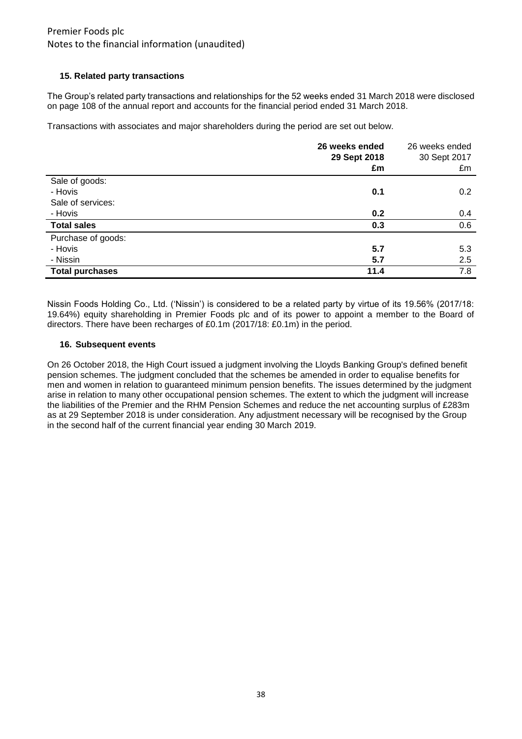Premier Foods plc
Notes to the financial information (unaudited)

## 15. Related party transactions

The Group's related party transactions and relationships for the 52 weeks ended 31 March 2018 were disclosed on page 108 of the annual report and accounts for the financial period ended 31 March 2018.

Transactions with associates and major shareholders during the period are set out below.

| | **26 weeks ended 29 Sept 2018 £m** | 26 weeks ended 30 Sept 2017 £m |
|---|---|---|
| Sale of goods: | | |
| - Hovis | **0.1** | 0.2 |
| Sale of services: | | |
| - Hovis | **0.2** | 0.4 |
| **Total sales** | **0.3** | 0.6 |
| Purchase of goods: | | |
| - Hovis | **5.7** | 5.3 |
| - Nissin | **5.7** | 2.5 |
| **Total purchases** | **11.4** | 7.8 |

Nissin Foods Holding Co., Ltd. ('Nissin') is considered to be a related party by virtue of its 19.56% (2017/18: 19.64%) equity shareholding in Premier Foods plc and of its power to appoint a member to the Board of directors. There have been recharges of £0.1m (2017/18: £0.1m) in the period.

## 16. Subsequent events

On 26 October 2018, the High Court issued a judgment involving the Lloyds Banking Group's defined benefit pension schemes. The judgment concluded that the schemes be amended in order to equalise benefits for men and women in relation to guaranteed minimum pension benefits. The issues determined by the judgment arise in relation to many other occupational pension schemes. The extent to which the judgment will increase the liabilities of the Premier and the RHM Pension Schemes and reduce the net accounting surplus of £283m as at 29 September 2018 is under consideration. Any adjustment necessary will be recognised by the Group in the second half of the current financial year ending 30 March 2019.